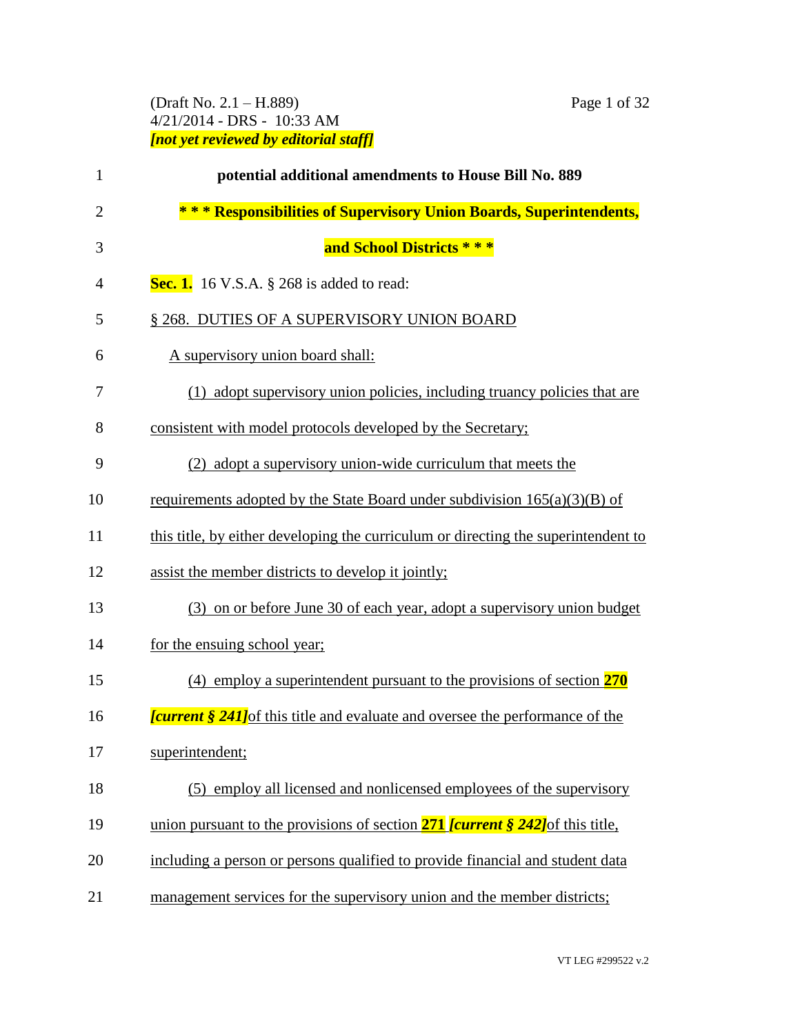(Draft No. 2.1 – H.889)
4/21/2014 - DRS - 10:33 AM
***[not yet reviewed by editorial staff]***

**potential additional amendments to House Bill No. 889**

**\* \* \* Responsibilities of Supervisory Union Boards, Superintendents, and School Districts \* \* \***

**Sec. 1.** 16 V.S.A. § 268 is added to read:

§ 268. DUTIES OF A SUPERVISORY UNION BOARD

A supervisory union board shall:

(1) adopt supervisory union policies, including truancy policies that are consistent with model protocols developed by the Secretary;

(2) adopt a supervisory union-wide curriculum that meets the requirements adopted by the State Board under subdivision 165(a)(3)(B) of this title, by either developing the curriculum or directing the superintendent to assist the member districts to develop it jointly;

(3) on or before June 30 of each year, adopt a supervisory union budget for the ensuing school year;

(4) employ a superintendent pursuant to the provisions of section **270** ***[current § 241]*** of this title and evaluate and oversee the performance of the superintendent;

(5) employ all licensed and nonlicensed employees of the supervisory union pursuant to the provisions of section **271** ***[current § 242]*** of this title, including a person or persons qualified to provide financial and student data management services for the supervisory union and the member districts;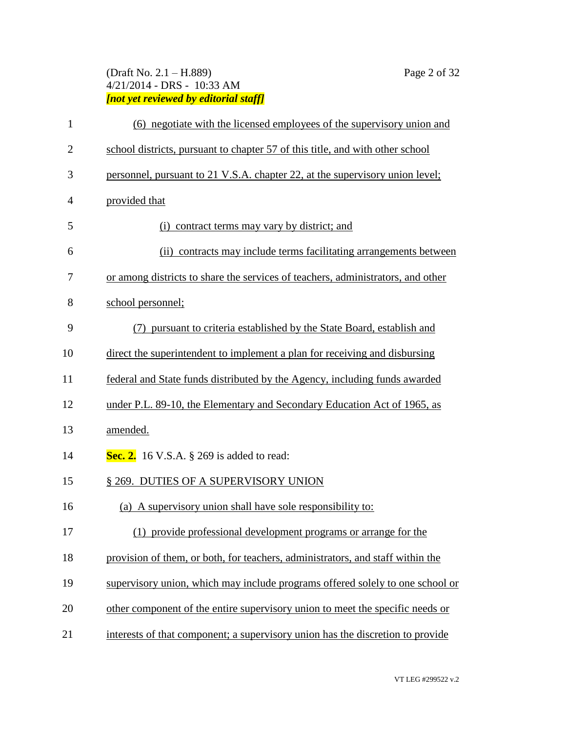(6) negotiate with the licensed employees of the supervisory union and school districts, pursuant to chapter 57 of this title, and with other school personnel, pursuant to 21 V.S.A. chapter 22, at the supervisory union level; provided that

(i) contract terms may vary by district; and

(ii) contracts may include terms facilitating arrangements between or among districts to share the services of teachers, administrators, and other school personnel;

(7) pursuant to criteria established by the State Board, establish and direct the superintendent to implement a plan for receiving and disbursing federal and State funds distributed by the Agency, including funds awarded under P.L. 89-10, the Elementary and Secondary Education Act of 1965, as amended.

**Sec. 2.** 16 V.S.A. § 269 is added to read:

§ 269. DUTIES OF A SUPERVISORY UNION

(a) A supervisory union shall have sole responsibility to:

(1) provide professional development programs or arrange for the provision of them, or both, for teachers, administrators, and staff within the supervisory union, which may include programs offered solely to one school or other component of the entire supervisory union to meet the specific needs or interests of that component; a supervisory union has the discretion to provide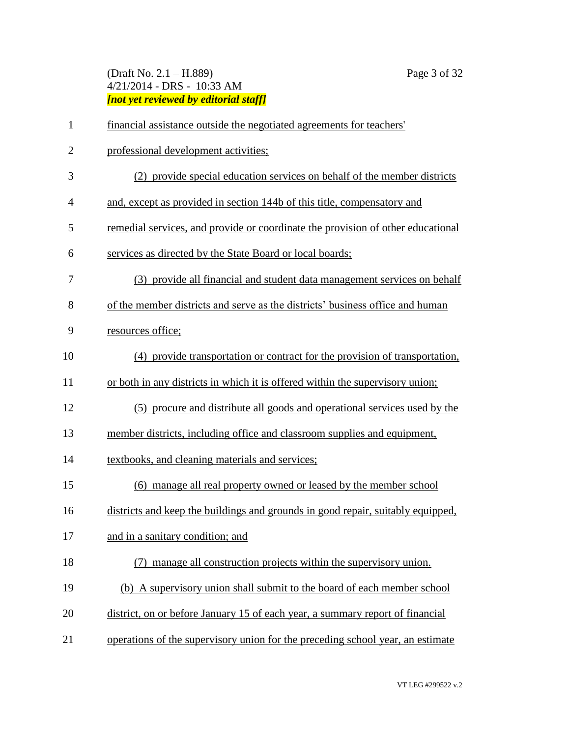financial assistance outside the negotiated agreements for teachers' professional development activities;

(2) provide special education services on behalf of the member districts and, except as provided in section 144b of this title, compensatory and remedial services, and provide or coordinate the provision of other educational services as directed by the State Board or local boards;

(3) provide all financial and student data management services on behalf of the member districts and serve as the districts' business office and human resources office;

(4) provide transportation or contract for the provision of transportation, or both in any districts in which it is offered within the supervisory union;

(5) procure and distribute all goods and operational services used by the member districts, including office and classroom supplies and equipment, textbooks, and cleaning materials and services;

(6) manage all real property owned or leased by the member school districts and keep the buildings and grounds in good repair, suitably equipped, and in a sanitary condition; and

(7) manage all construction projects within the supervisory union.

(b) A supervisory union shall submit to the board of each member school district, on or before January 15 of each year, a summary report of financial operations of the supervisory union for the preceding school year, an estimate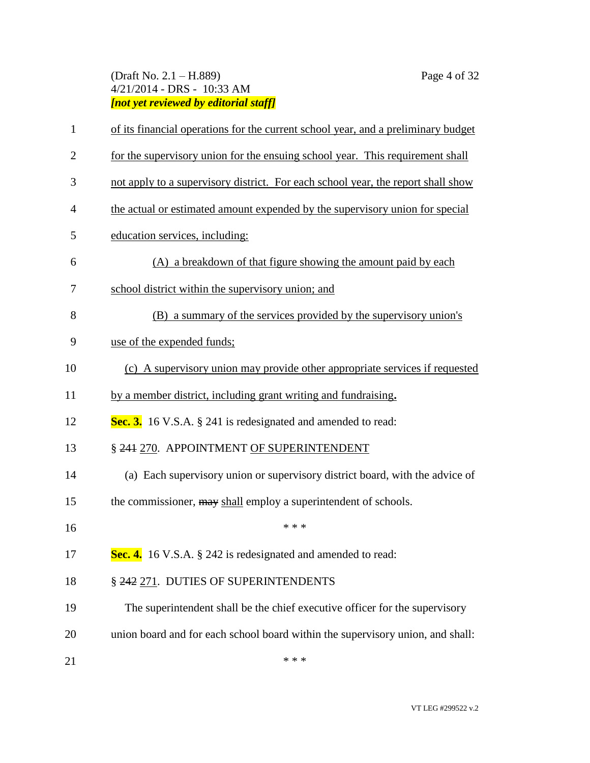of its financial operations for the current school year, and a preliminary budget for the supervisory union for the ensuing school year. This requirement shall not apply to a supervisory district. For each school year, the report shall show the actual or estimated amount expended by the supervisory union for special education services, including:

(A) a breakdown of that figure showing the amount paid by each school district within the supervisory union; and

(B) a summary of the services provided by the supervisory union's use of the expended funds;

(c) A supervisory union may provide other appropriate services if requested by a member district, including grant writing and fundraising**.**

**Sec. 3.** 16 V.S.A. § 241 is redesignated and amended to read:

§ ~~241~~ 270. APPOINTMENT OF SUPERINTENDENT

(a) Each supervisory union or supervisory district board, with the advice of the commissioner, ~~may~~ shall employ a superintendent of schools.

\* \* \*

**Sec. 4.** 16 V.S.A. § 242 is redesignated and amended to read:

§ ~~242~~ 271. DUTIES OF SUPERINTENDENTS

The superintendent shall be the chief executive officer for the supervisory union board and for each school board within the supervisory union, and shall:

\* \* \*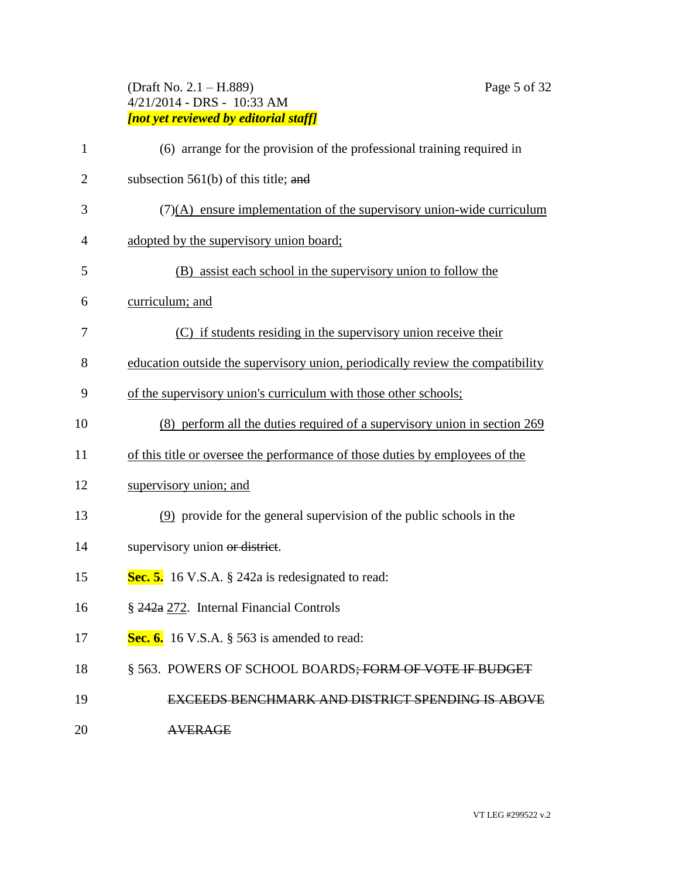(6) arrange for the provision of the professional training required in subsection 561(b) of this title; ~~and~~

(7)(A) ensure implementation of the supervisory union-wide curriculum adopted by the supervisory union board;

(B) assist each school in the supervisory union to follow the curriculum; and

(C) if students residing in the supervisory union receive their education outside the supervisory union, periodically review the compatibility of the supervisory union's curriculum with those other schools;

(8) perform all the duties required of a supervisory union in section 269 of this title or oversee the performance of those duties by employees of the supervisory union; and

(9) provide for the general supervision of the public schools in the supervisory union ~~or district~~.

**Sec. 5.** 16 V.S.A. § 242a is redesignated to read:

§ ~~242a~~ 272. Internal Financial Controls

**Sec. 6.** 16 V.S.A. § 563 is amended to read:

§ 563. POWERS OF SCHOOL BOARDS~~; FORM OF VOTE IF BUDGET EXCEEDS BENCHMARK AND DISTRICT SPENDING IS ABOVE AVERAGE~~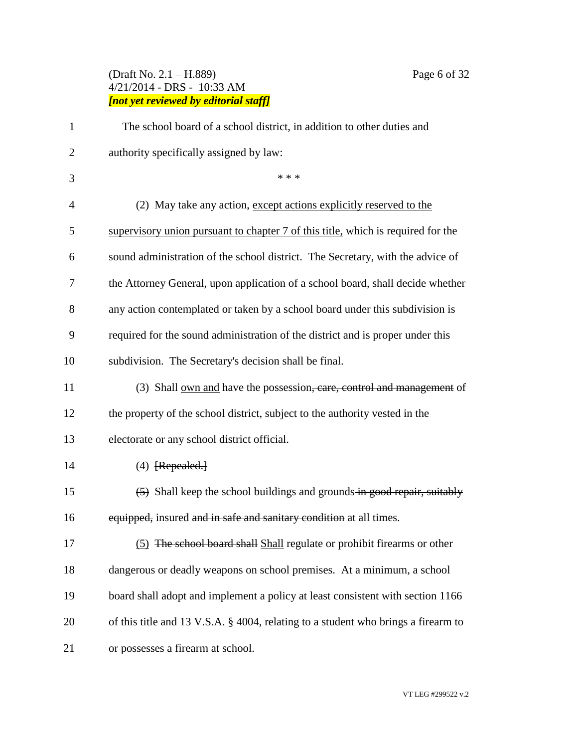The school board of a school district, in addition to other duties and authority specifically assigned by law:

\* \* \*

(2) May take any action, <u>except actions explicitly reserved to the supervisory union pursuant to chapter 7 of this title,</u> which is required for the sound administration of the school district. The Secretary, with the advice of the Attorney General, upon application of a school board, shall decide whether any action contemplated or taken by a school board under this subdivision is required for the sound administration of the district and is proper under this subdivision. The Secretary's decision shall be final.

(3) Shall <u>own and</u> have the possession~~, care, control and management~~ of the property of the school district, subject to the authority vested in the electorate or any school district official.

(4) ~~[Repealed.]~~

~~(5)~~ Shall keep the school buildings and grounds ~~in good repair, suitably equipped,~~ insured ~~and in safe and sanitary condition~~ at all times.

<u>(5)</u> ~~The school board shall~~ <u>Shall</u> regulate or prohibit firearms or other dangerous or deadly weapons on school premises. At a minimum, a school board shall adopt and implement a policy at least consistent with section 1166 of this title and 13 V.S.A. § 4004, relating to a student who brings a firearm to or possesses a firearm at school.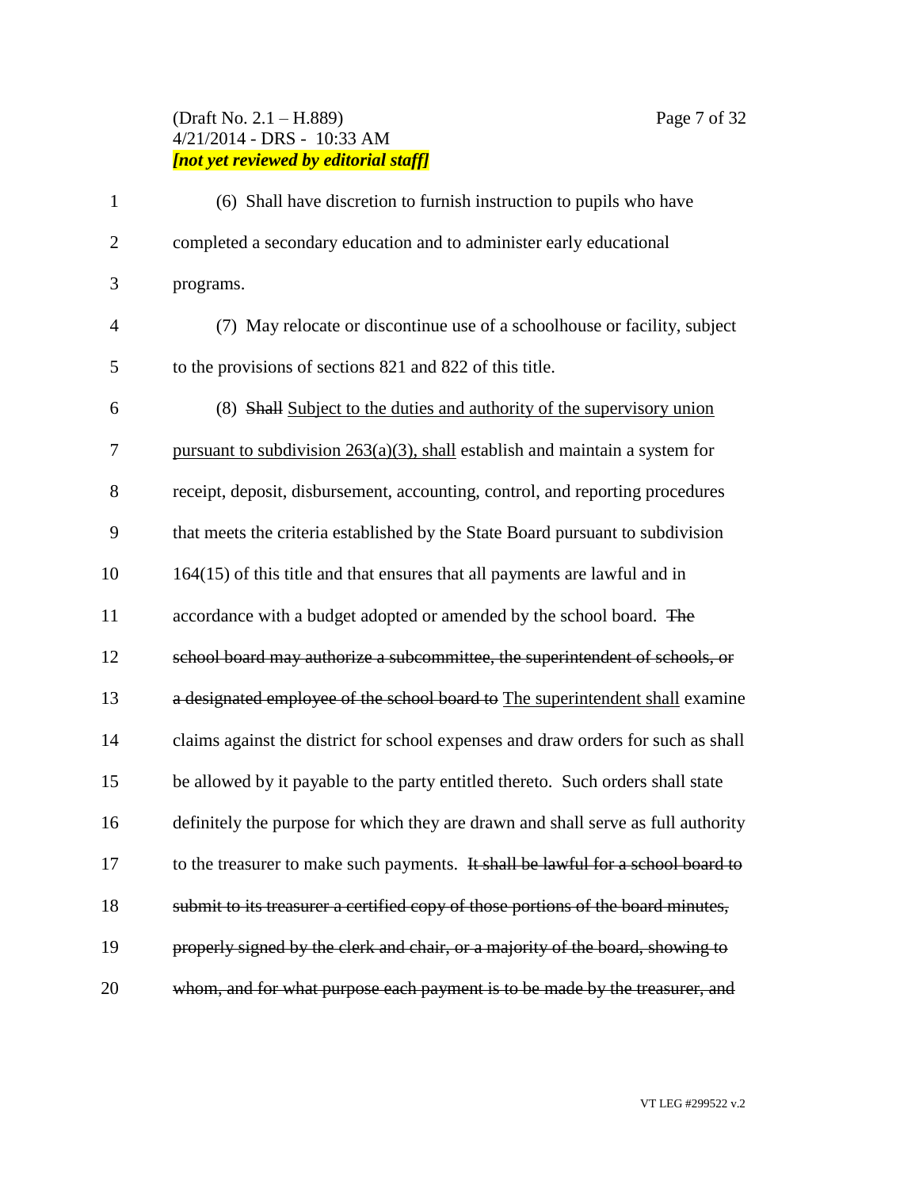(6) Shall have discretion to furnish instruction to pupils who have completed a secondary education and to administer early educational programs.

(7) May relocate or discontinue use of a schoolhouse or facility, subject to the provisions of sections 821 and 822 of this title.

(8) ~~Shall~~ <u>Subject to the duties and authority of the supervisory union pursuant to subdivision 263(a)(3), shall</u> establish and maintain a system for receipt, deposit, disbursement, accounting, control, and reporting procedures that meets the criteria established by the State Board pursuant to subdivision 164(15) of this title and that ensures that all payments are lawful and in accordance with a budget adopted or amended by the school board. ~~The school board may authorize a subcommittee, the superintendent of schools, or a designated employee of the school board to~~ <u>The superintendent shall</u> examine claims against the district for school expenses and draw orders for such as shall be allowed by it payable to the party entitled thereto. Such orders shall state definitely the purpose for which they are drawn and shall serve as full authority to the treasurer to make such payments. ~~It shall be lawful for a school board to submit to its treasurer a certified copy of those portions of the board minutes, properly signed by the clerk and chair, or a majority of the board, showing to whom, and for what purpose each payment is to be made by the treasurer, and~~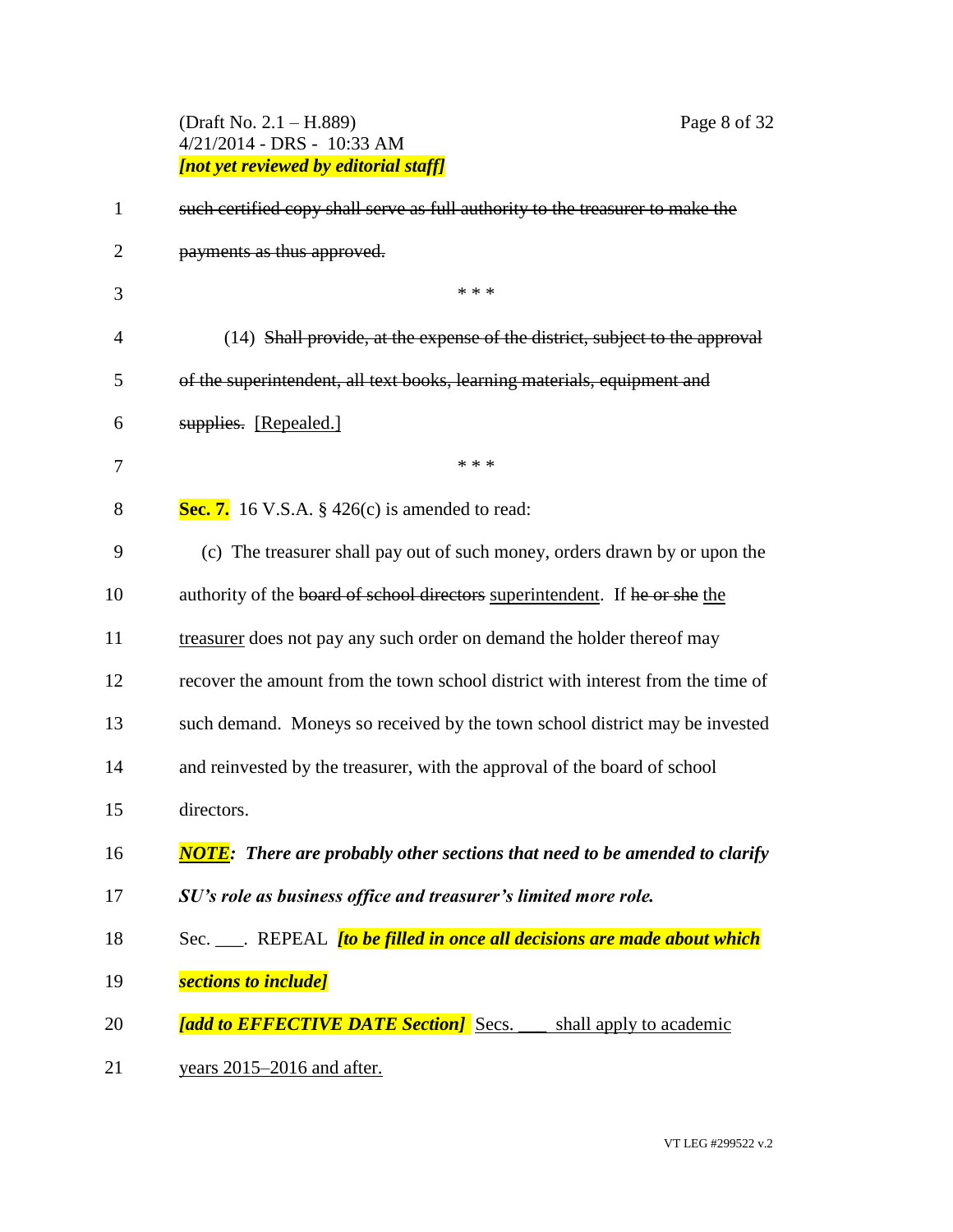~~such certified copy shall serve as full authority to the treasurer to make the payments as thus approved.~~

\* \* \*

(14) ~~Shall provide, at the expense of the district, subject to the approval of the superintendent, all text books, learning materials, equipment and supplies.~~ [Repealed.]

\* \* \*

**Sec. 7.** 16 V.S.A. § 426(c) is amended to read:

(c) The treasurer shall pay out of such money, orders drawn by or upon the authority of the ~~board of school directors~~ superintendent. If ~~he or she~~ the treasurer does not pay any such order on demand the holder thereof may recover the amount from the town school district with interest from the time of such demand. Moneys so received by the town school district may be invested and reinvested by the treasurer, with the approval of the board of school directors.

***NOTE: There are probably other sections that need to be amended to clarify SU's role as business office and treasurer's limited more role.***

Sec. \_\_\_. REPEAL ***[to be filled in once all decisions are made about which sections to include]***

***[add to EFFECTIVE DATE Section]*** Secs. \_\_\_ shall apply to academic years 2015–2016 and after.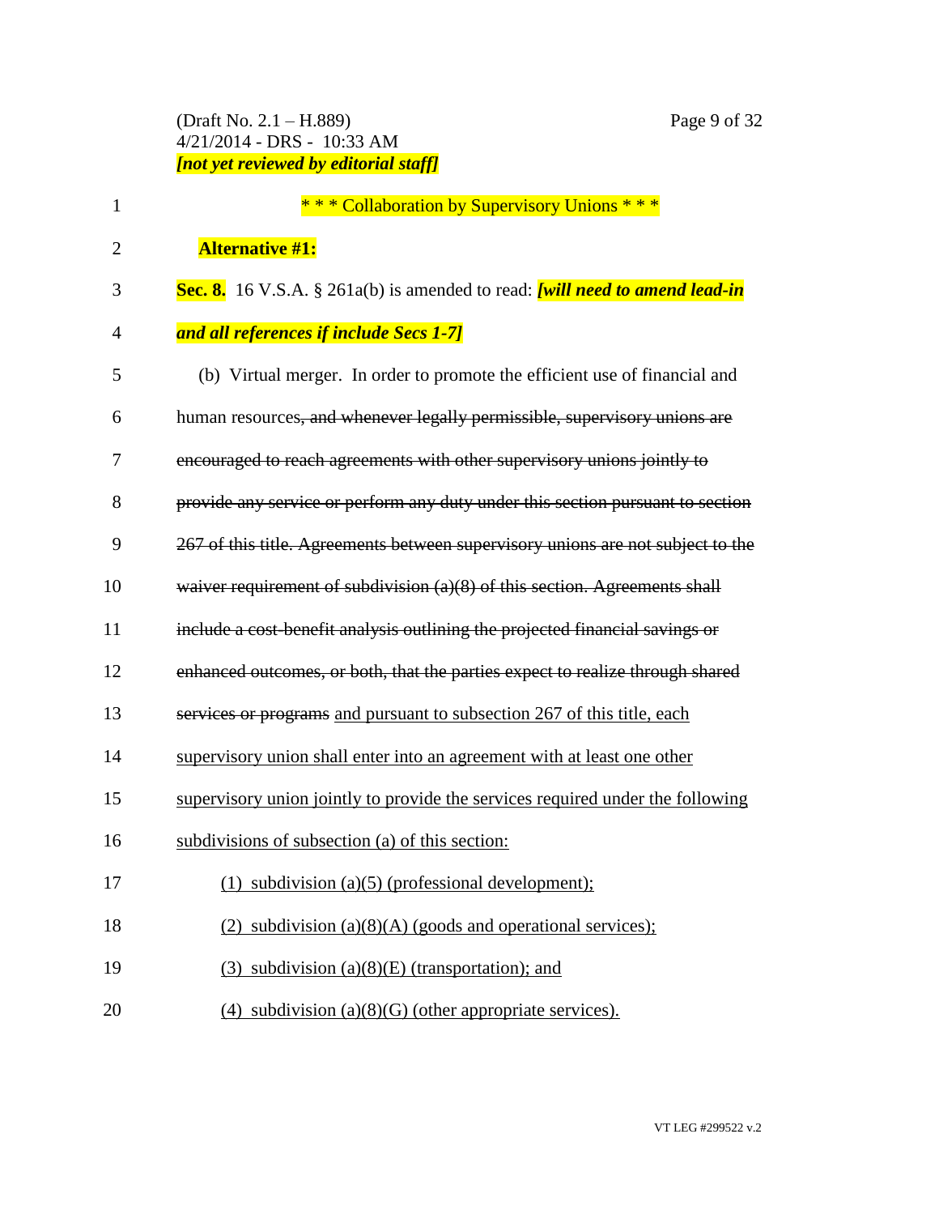\* \* \* Collaboration by Supervisory Unions \* \* \*

**Alternative #1:**

**Sec. 8.** 16 V.S.A. § 261a(b) is amended to read: ***[will need to amend lead-in and all references if include Secs 1-7]***

(b) Virtual merger. In order to promote the efficient use of financial and human resources~~, and whenever legally permissible, supervisory unions are encouraged to reach agreements with other supervisory unions jointly to provide any service or perform any duty under this section pursuant to section 267 of this title. Agreements between supervisory unions are not subject to the waiver requirement of subdivision (a)(8) of this section. Agreements shall include a cost-benefit analysis outlining the projected financial savings or enhanced outcomes, or both, that the parties expect to realize through shared services or programs~~ <u>and pursuant to subsection 267 of this title, each supervisory union shall enter into an agreement with at least one other supervisory union jointly to provide the services required under the following subdivisions of subsection (a) of this section:</u>

<u>(1) subdivision (a)(5) (professional development);</u>

<u>(2) subdivision (a)(8)(A) (goods and operational services);</u>

<u>(3) subdivision (a)(8)(E) (transportation); and</u>

<u>(4) subdivision (a)(8)(G) (other appropriate services).</u>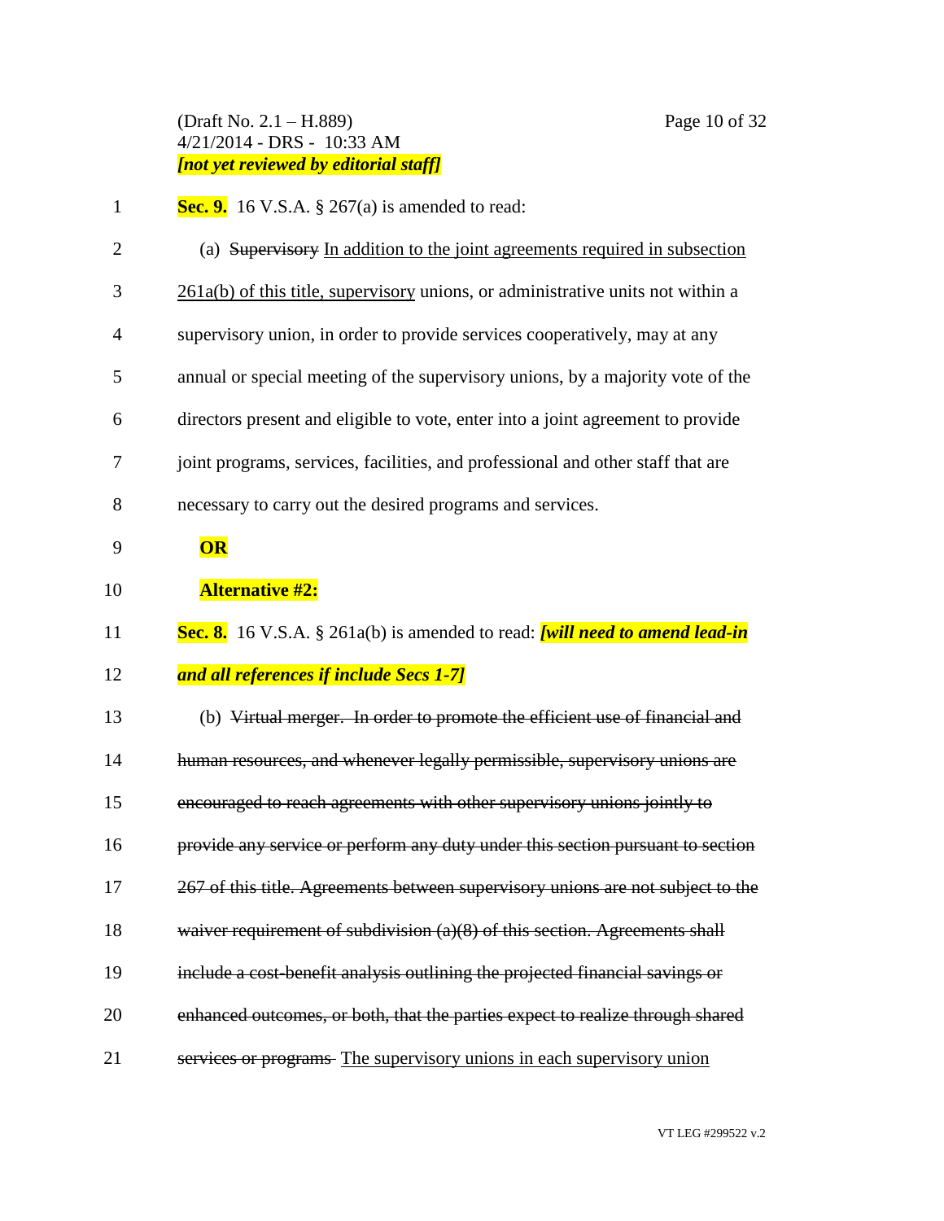**Sec. 9.** 16 V.S.A. § 267(a) is amended to read:

(a) ~~Supervisory~~ <u>In addition to the joint agreements required in subsection 261a(b) of this title, supervisory</u> unions, or administrative units not within a supervisory union, in order to provide services cooperatively, may at any annual or special meeting of the supervisory unions, by a majority vote of the directors present and eligible to vote, enter into a joint agreement to provide joint programs, services, facilities, and professional and other staff that are necessary to carry out the desired programs and services.

**OR**

**Alternative #2:**

**Sec. 8.** 16 V.S.A. § 261a(b) is amended to read: ***[will need to amend lead-in and all references if include Secs 1-7]***

(b) ~~Virtual merger. In order to promote the efficient use of financial and human resources, and whenever legally permissible, supervisory unions are encouraged to reach agreements with other supervisory unions jointly to provide any service or perform any duty under this section pursuant to section 267 of this title. Agreements between supervisory unions are not subject to the waiver requirement of subdivision (a)(8) of this section. Agreements shall include a cost-benefit analysis outlining the projected financial savings or enhanced outcomes, or both, that the parties expect to realize through shared services or programs~~ <u>The supervisory unions in each supervisory union</u>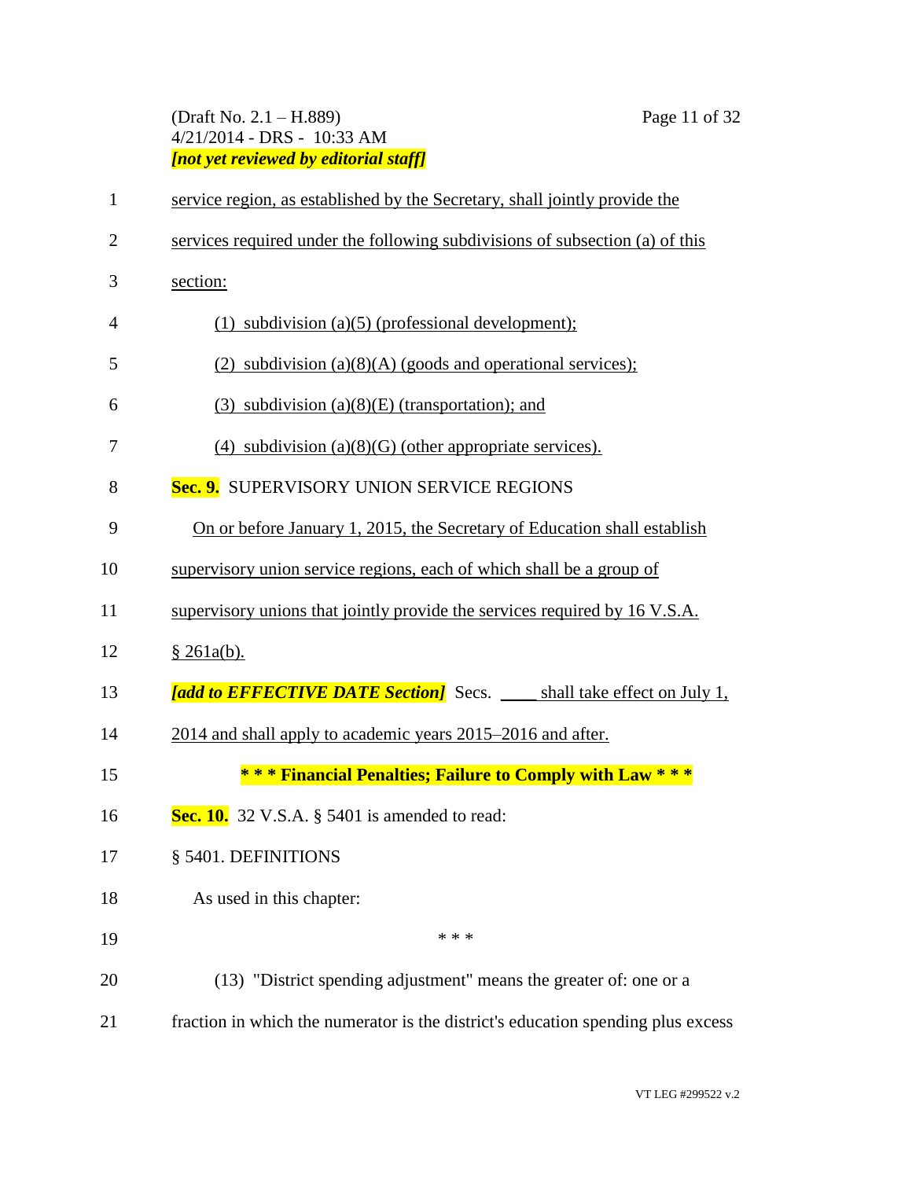service region, as established by the Secretary, shall jointly provide the services required under the following subdivisions of subsection (a) of this section:

(1) subdivision (a)(5) (professional development);

(2) subdivision (a)(8)(A) (goods and operational services);

(3) subdivision (a)(8)(E) (transportation); and

(4) subdivision (a)(8)(G) (other appropriate services).

**Sec. 9.** SUPERVISORY UNION SERVICE REGIONS

On or before January 1, 2015, the Secretary of Education shall establish supervisory union service regions, each of which shall be a group of supervisory unions that jointly provide the services required by 16 V.S.A. § 261a(b).

***[add to EFFECTIVE DATE Section]*** Secs. ____ shall take effect on July 1, 2014 and shall apply to academic years 2015–2016 and after.

**\* \* \* Financial Penalties; Failure to Comply with Law \* \* \***

**Sec. 10.** 32 V.S.A. § 5401 is amended to read:

§ 5401. DEFINITIONS

As used in this chapter:

\* \* \*

(13) "District spending adjustment" means the greater of: one or a fraction in which the numerator is the district's education spending plus excess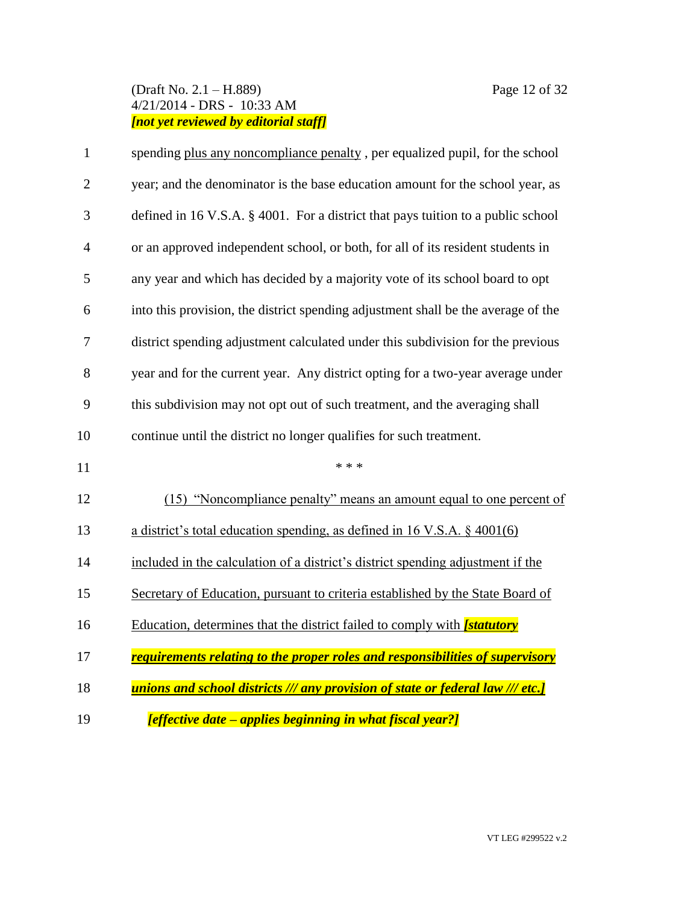spending plus any noncompliance penalty , per equalized pupil, for the school year; and the denominator is the base education amount for the school year, as defined in 16 V.S.A. § 4001. For a district that pays tuition to a public school or an approved independent school, or both, for all of its resident students in any year and which has decided by a majority vote of its school board to opt into this provision, the district spending adjustment shall be the average of the district spending adjustment calculated under this subdivision for the previous year and for the current year. Any district opting for a two-year average under this subdivision may not opt out of such treatment, and the averaging shall continue until the district no longer qualifies for such treatment.

\* \* \*

(15) "Noncompliance penalty" means an amount equal to one percent of a district's total education spending, as defined in 16 V.S.A. § 4001(6) included in the calculation of a district's district spending adjustment if the Secretary of Education, pursuant to criteria established by the State Board of Education, determines that the district failed to comply with ***[statutory requirements relating to the proper roles and responsibilities of supervisory unions and school districts /// any provision of state or federal law /// etc.]***

***[effective date – applies beginning in what fiscal year?]***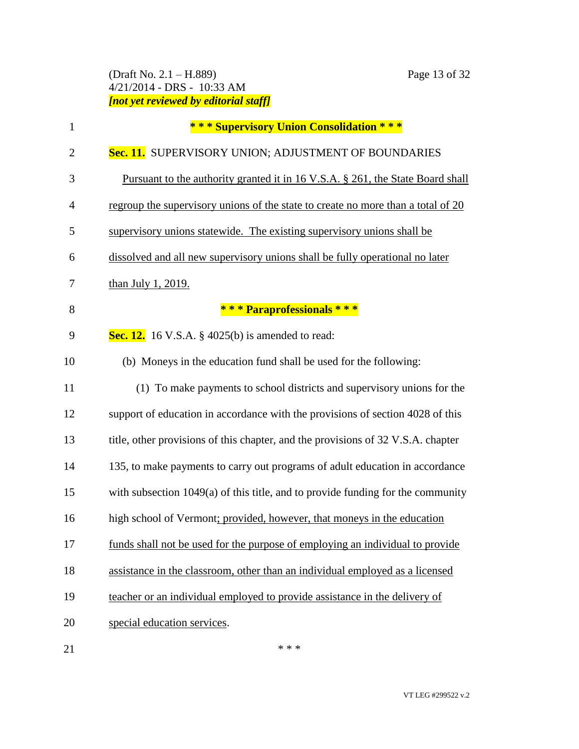**\* \* \* Supervisory Union Consolidation \* \* \***

**Sec. 11.** SUPERVISORY UNION; ADJUSTMENT OF BOUNDARIES

Pursuant to the authority granted it in 16 V.S.A. § 261, the State Board shall regroup the supervisory unions of the state to create no more than a total of 20 supervisory unions statewide. The existing supervisory unions shall be dissolved and all new supervisory unions shall be fully operational no later than July 1, 2019.

**\* \* \* Paraprofessionals \* \* \***

**Sec. 12.** 16 V.S.A. § 4025(b) is amended to read:

(b) Moneys in the education fund shall be used for the following:

(1) To make payments to school districts and supervisory unions for the support of education in accordance with the provisions of section 4028 of this title, other provisions of this chapter, and the provisions of 32 V.S.A. chapter 135, to make payments to carry out programs of adult education in accordance with subsection 1049(a) of this title, and to provide funding for the community high school of Vermont; provided, however, that moneys in the education funds shall not be used for the purpose of employing an individual to provide assistance in the classroom, other than an individual employed as a licensed teacher or an individual employed to provide assistance in the delivery of special education services.

\* \* \*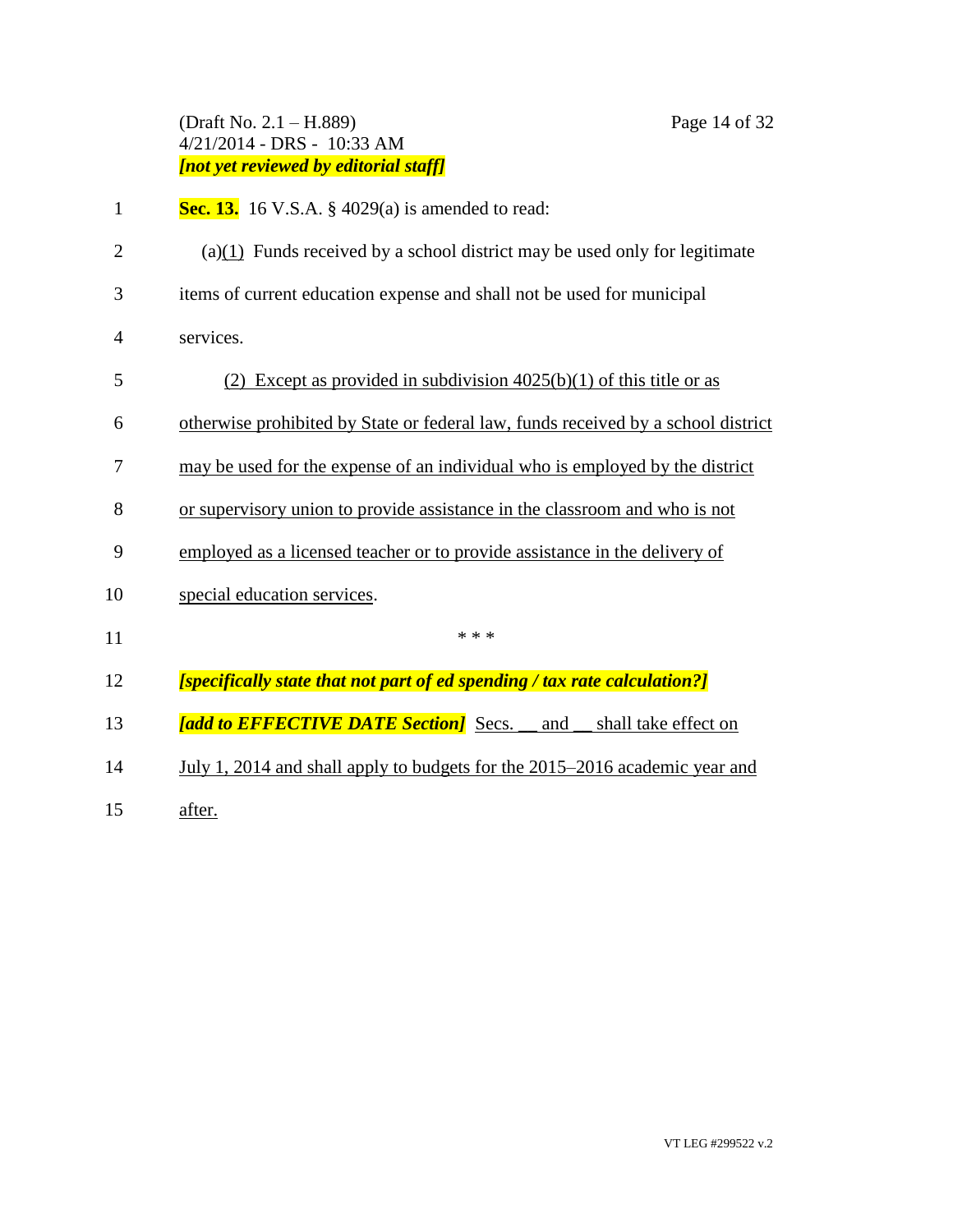**Sec. 13.** 16 V.S.A. § 4029(a) is amended to read:

(a)<u>(1)</u> Funds received by a school district may be used only for legitimate items of current education expense and shall not be used for municipal services.

<u>(2) Except as provided in subdivision 4025(b)(1) of this title or as otherwise prohibited by State or federal law, funds received by a school district may be used for the expense of an individual who is employed by the district or supervisory union to provide assistance in the classroom and who is not employed as a licensed teacher or to provide assistance in the delivery of special education services</u>.

* * *

***[specifically state that not part of ed spending / tax rate calculation?]***

***[add to EFFECTIVE DATE Section]*** <u>Secs. __ and __ shall take effect on July 1, 2014 and shall apply to budgets for the 2015–2016 academic year and after.</u>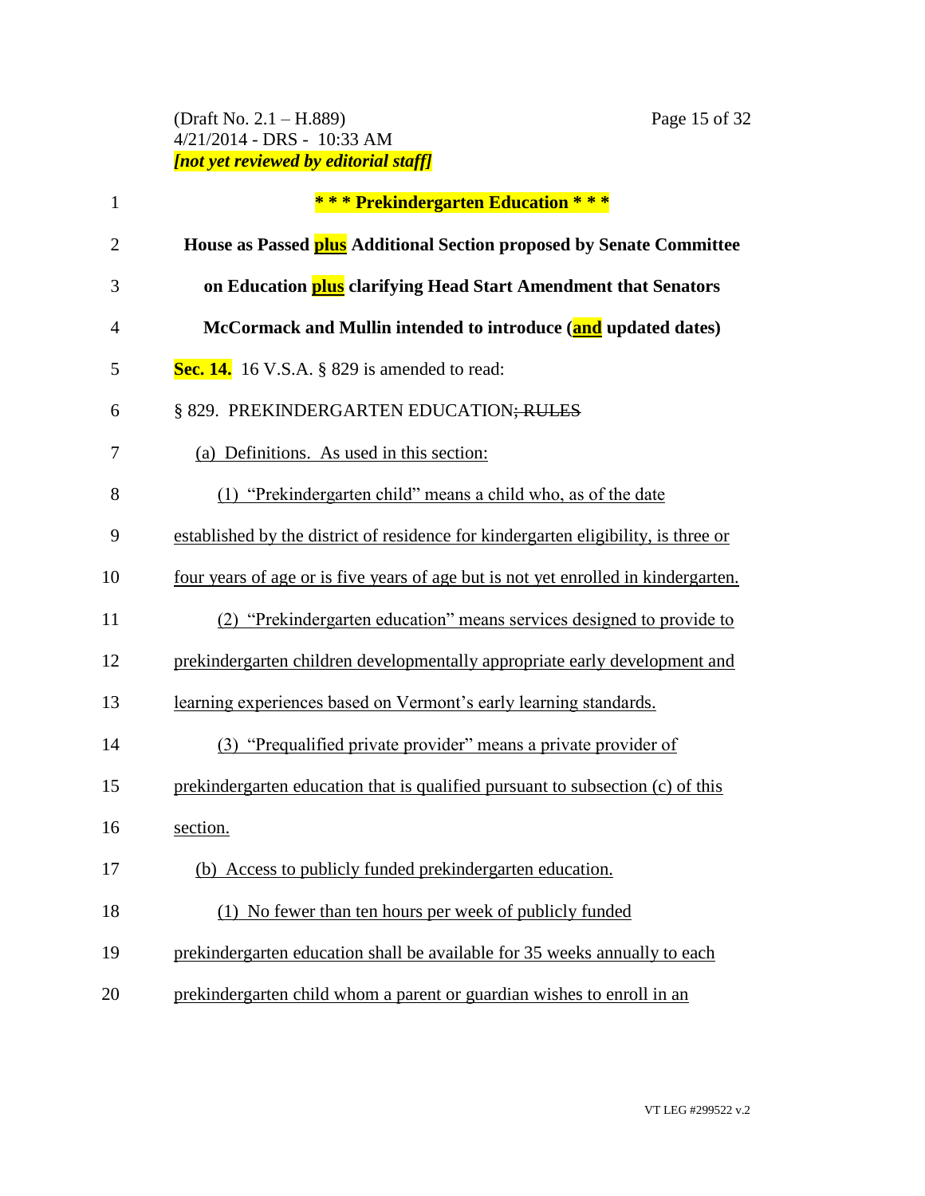**\* \* \* Prekindergarten Education \* \* \***

**House as Passed plus Additional Section proposed by Senate Committee on Education plus clarifying Head Start Amendment that Senators McCormack and Mullin intended to introduce (and updated dates)**

**Sec. 14.** 16 V.S.A. § 829 is amended to read:

§ 829. PREKINDERGARTEN EDUCATION~~; RULES~~

<u>(a) Definitions. As used in this section:</u>

<u>(1) "Prekindergarten child" means a child who, as of the date established by the district of residence for kindergarten eligibility, is three or four years of age or is five years of age but is not yet enrolled in kindergarten.</u>

<u>(2) "Prekindergarten education" means services designed to provide to prekindergarten children developmentally appropriate early development and learning experiences based on Vermont's early learning standards.</u>

<u>(3) "Prequalified private provider" means a private provider of prekindergarten education that is qualified pursuant to subsection (c) of this section.</u>

<u>(b) Access to publicly funded prekindergarten education.</u>

<u>(1) No fewer than ten hours per week of publicly funded prekindergarten education shall be available for 35 weeks annually to each prekindergarten child whom a parent or guardian wishes to enroll in an</u>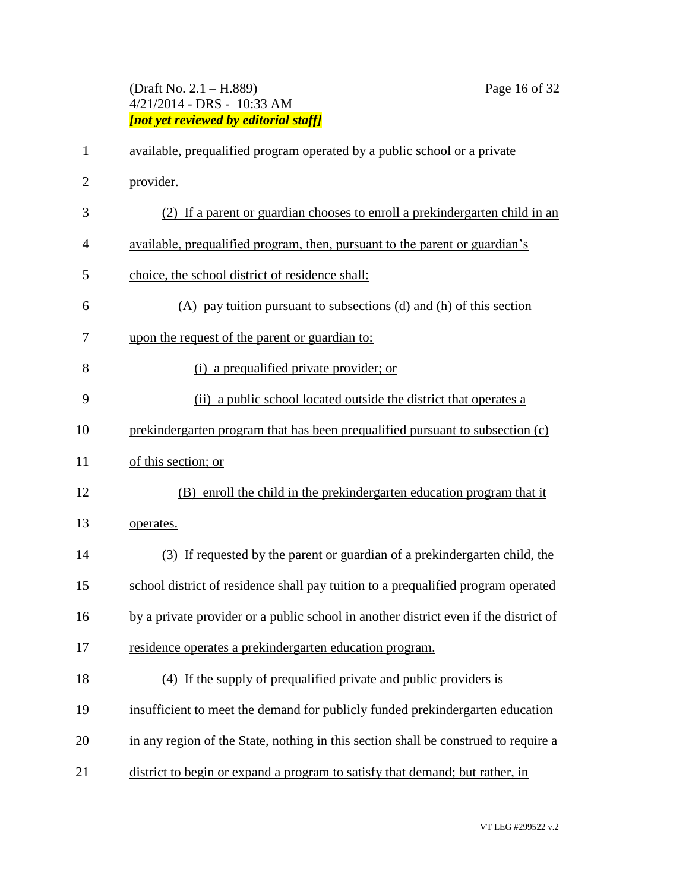available, prequalified program operated by a public school or a private provider.

(2) If a parent or guardian chooses to enroll a prekindergarten child in an available, prequalified program, then, pursuant to the parent or guardian's choice, the school district of residence shall:

(A) pay tuition pursuant to subsections (d) and (h) of this section upon the request of the parent or guardian to:

(i) a prequalified private provider; or

(ii) a public school located outside the district that operates a prekindergarten program that has been prequalified pursuant to subsection (c) of this section; or

(B) enroll the child in the prekindergarten education program that it operates.

(3) If requested by the parent or guardian of a prekindergarten child, the school district of residence shall pay tuition to a prequalified program operated by a private provider or a public school in another district even if the district of residence operates a prekindergarten education program.

(4) If the supply of prequalified private and public providers is insufficient to meet the demand for publicly funded prekindergarten education in any region of the State, nothing in this section shall be construed to require a district to begin or expand a program to satisfy that demand; but rather, in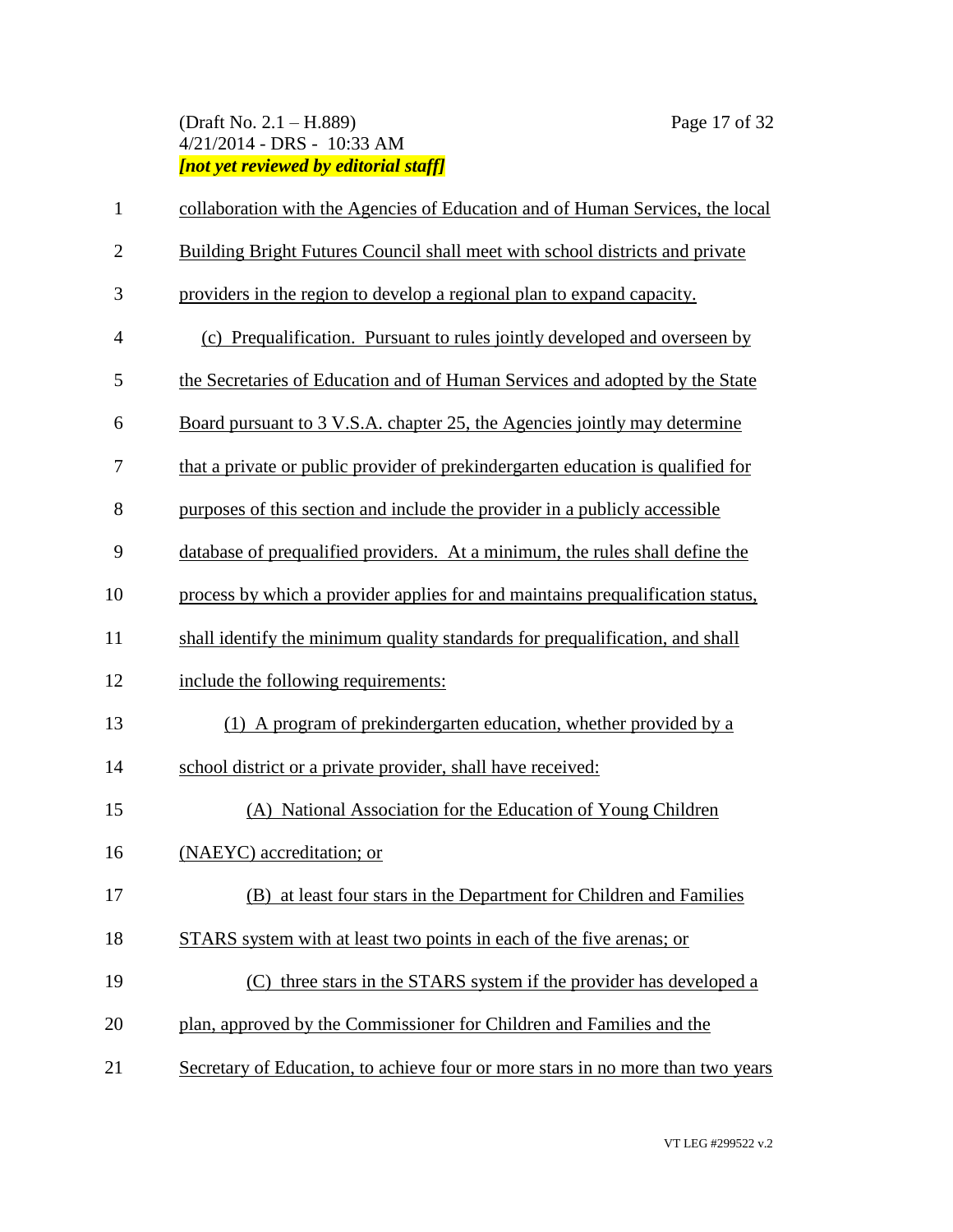collaboration with the Agencies of Education and of Human Services, the local Building Bright Futures Council shall meet with school districts and private providers in the region to develop a regional plan to expand capacity.

(c) Prequalification. Pursuant to rules jointly developed and overseen by the Secretaries of Education and of Human Services and adopted by the State Board pursuant to 3 V.S.A. chapter 25, the Agencies jointly may determine that a private or public provider of prekindergarten education is qualified for purposes of this section and include the provider in a publicly accessible database of prequalified providers. At a minimum, the rules shall define the process by which a provider applies for and maintains prequalification status, shall identify the minimum quality standards for prequalification, and shall include the following requirements:

(1) A program of prekindergarten education, whether provided by a school district or a private provider, shall have received:

(A) National Association for the Education of Young Children (NAEYC) accreditation; or

(B) at least four stars in the Department for Children and Families STARS system with at least two points in each of the five arenas; or

(C) three stars in the STARS system if the provider has developed a plan, approved by the Commissioner for Children and Families and the Secretary of Education, to achieve four or more stars in no more than two years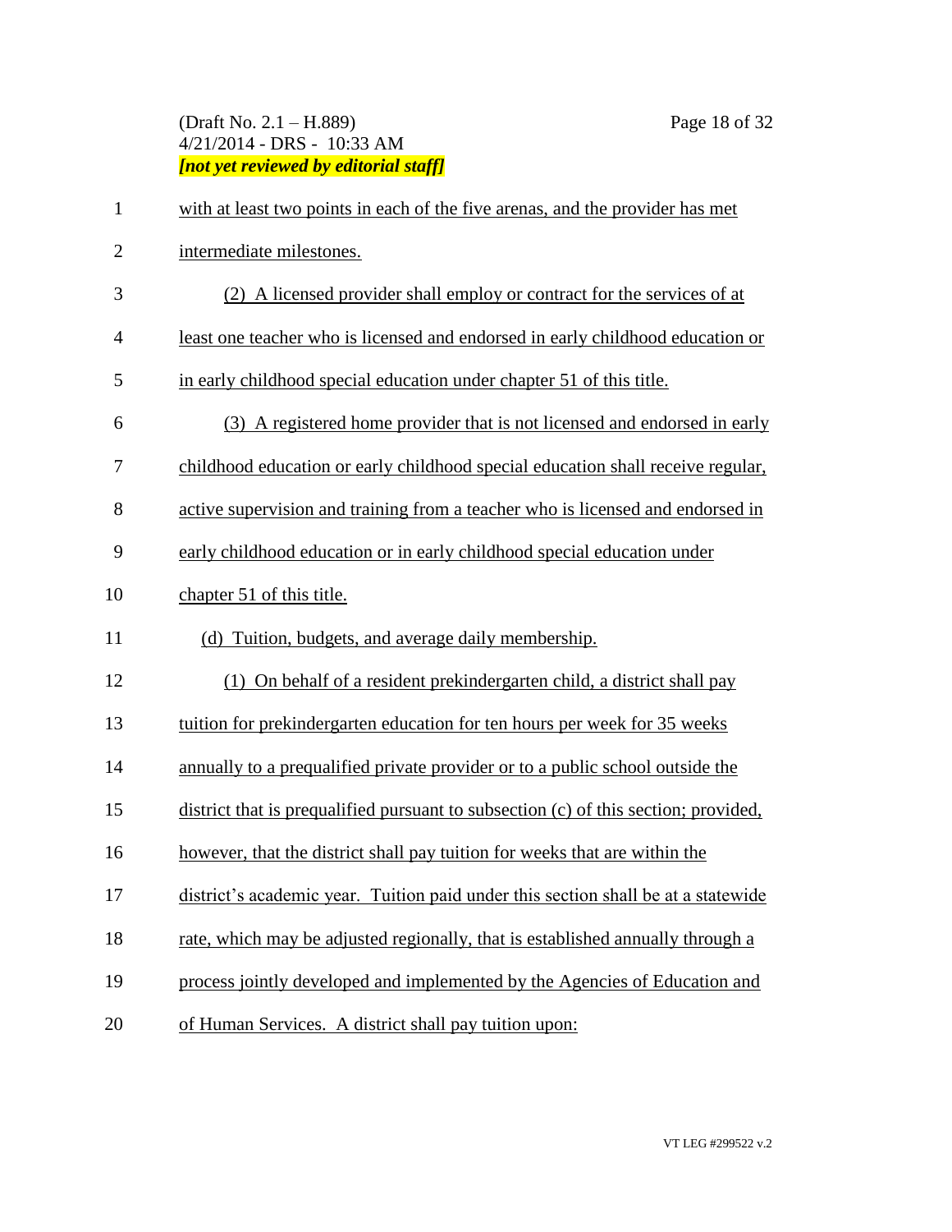with at least two points in each of the five arenas, and the provider has met intermediate milestones.

(2) A licensed provider shall employ or contract for the services of at least one teacher who is licensed and endorsed in early childhood education or in early childhood special education under chapter 51 of this title.

(3) A registered home provider that is not licensed and endorsed in early childhood education or early childhood special education shall receive regular, active supervision and training from a teacher who is licensed and endorsed in early childhood education or in early childhood special education under chapter 51 of this title.

(d) Tuition, budgets, and average daily membership.

(1) On behalf of a resident prekindergarten child, a district shall pay tuition for prekindergarten education for ten hours per week for 35 weeks annually to a prequalified private provider or to a public school outside the district that is prequalified pursuant to subsection (c) of this section; provided, however, that the district shall pay tuition for weeks that are within the district's academic year. Tuition paid under this section shall be at a statewide rate, which may be adjusted regionally, that is established annually through a process jointly developed and implemented by the Agencies of Education and of Human Services. A district shall pay tuition upon: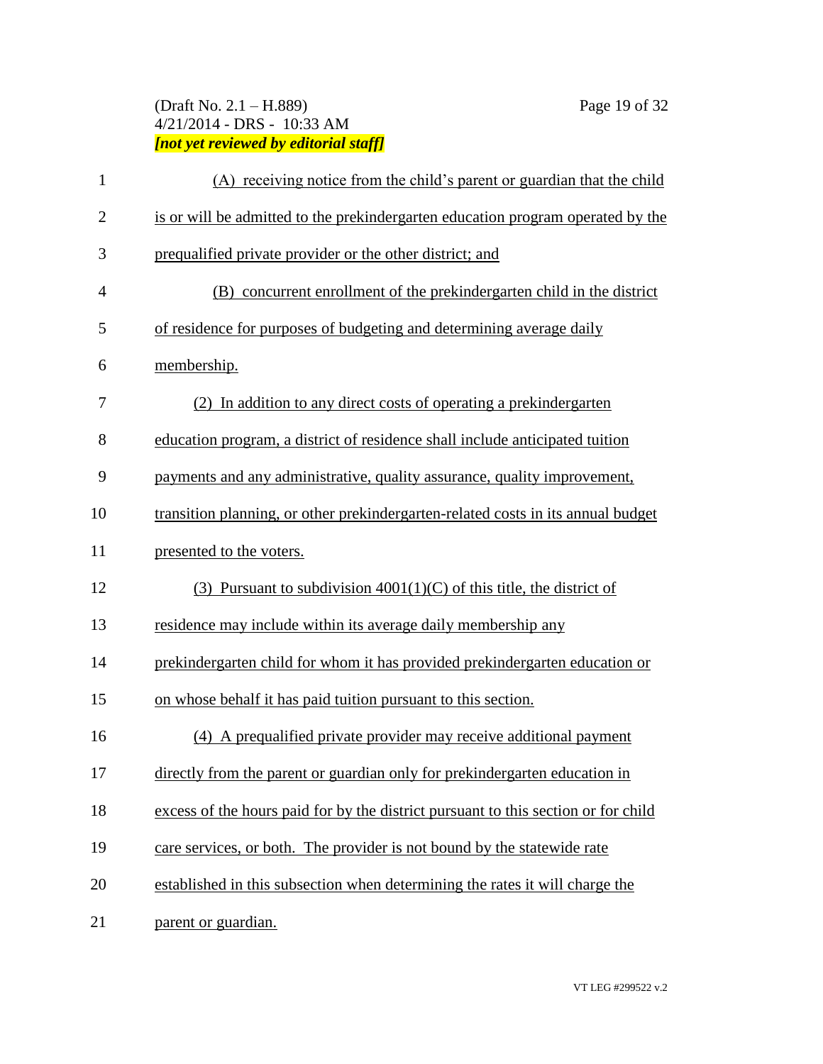(A) receiving notice from the child's parent or guardian that the child is or will be admitted to the prekindergarten education program operated by the prequalified private provider or the other district; and

(B) concurrent enrollment of the prekindergarten child in the district of residence for purposes of budgeting and determining average daily membership.

(2) In addition to any direct costs of operating a prekindergarten education program, a district of residence shall include anticipated tuition payments and any administrative, quality assurance, quality improvement, transition planning, or other prekindergarten-related costs in its annual budget presented to the voters.

(3) Pursuant to subdivision 4001(1)(C) of this title, the district of residence may include within its average daily membership any prekindergarten child for whom it has provided prekindergarten education or on whose behalf it has paid tuition pursuant to this section.

(4) A prequalified private provider may receive additional payment directly from the parent or guardian only for prekindergarten education in excess of the hours paid for by the district pursuant to this section or for child care services, or both. The provider is not bound by the statewide rate established in this subsection when determining the rates it will charge the parent or guardian.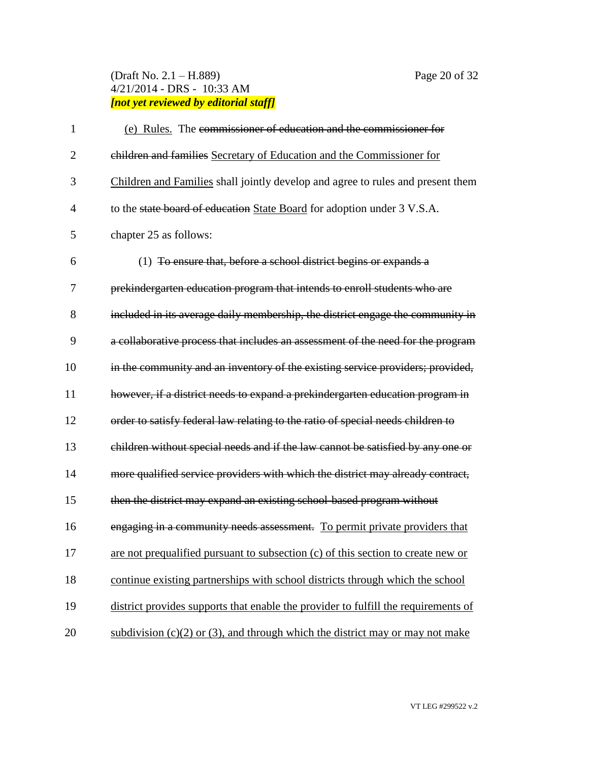(e) Rules. The ~~commissioner of education and the commissioner for children and families~~ Secretary of Education and the Commissioner for Children and Families shall jointly develop and agree to rules and present them to the ~~state board of education~~ State Board for adoption under 3 V.S.A. chapter 25 as follows:

(1) ~~To ensure that, before a school district begins or expands a prekindergarten education program that intends to enroll students who are included in its average daily membership, the district engage the community in a collaborative process that includes an assessment of the need for the program in the community and an inventory of the existing service providers; provided, however, if a district needs to expand a prekindergarten education program in order to satisfy federal law relating to the ratio of special needs children to children without special needs and if the law cannot be satisfied by any one or more qualified service providers with which the district may already contract, then the district may expand an existing school-based program without engaging in a community needs assessment.~~ To permit private providers that are not prequalified pursuant to subsection (c) of this section to create new or continue existing partnerships with school districts through which the school district provides supports that enable the provider to fulfill the requirements of subdivision (c)(2) or (3), and through which the district may or may not make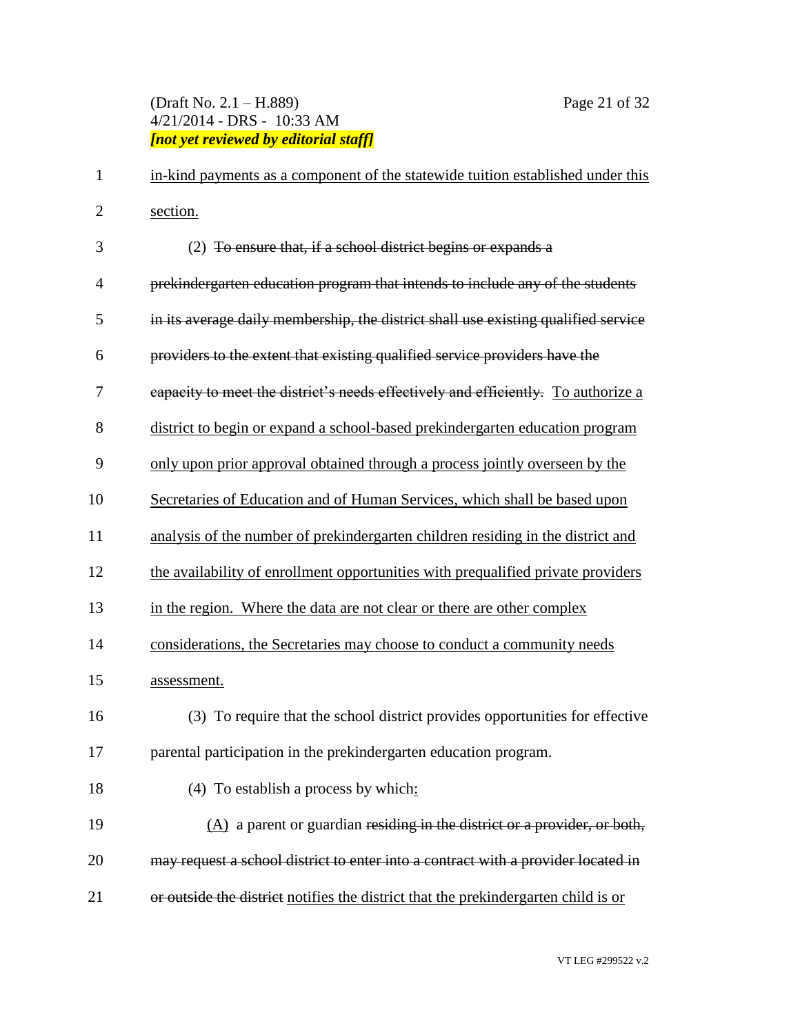in-kind payments as a component of the statewide tuition established under this section.

(2) ~~To ensure that, if a school district begins or expands a prekindergarten education program that intends to include any of the students in its average daily membership, the district shall use existing qualified service providers to the extent that existing qualified service providers have the capacity to meet the district's needs effectively and efficiently.~~ To authorize a district to begin or expand a school-based prekindergarten education program only upon prior approval obtained through a process jointly overseen by the Secretaries of Education and of Human Services, which shall be based upon analysis of the number of prekindergarten children residing in the district and the availability of enrollment opportunities with prequalified private providers in the region. Where the data are not clear or there are other complex considerations, the Secretaries may choose to conduct a community needs assessment.

(3) To require that the school district provides opportunities for effective parental participation in the prekindergarten education program.

(4) To establish a process by which:

(A) a parent or guardian ~~residing in the district or a provider, or both, may request a school district to enter into a contract with a provider located in or outside the district~~ notifies the district that the prekindergarten child is or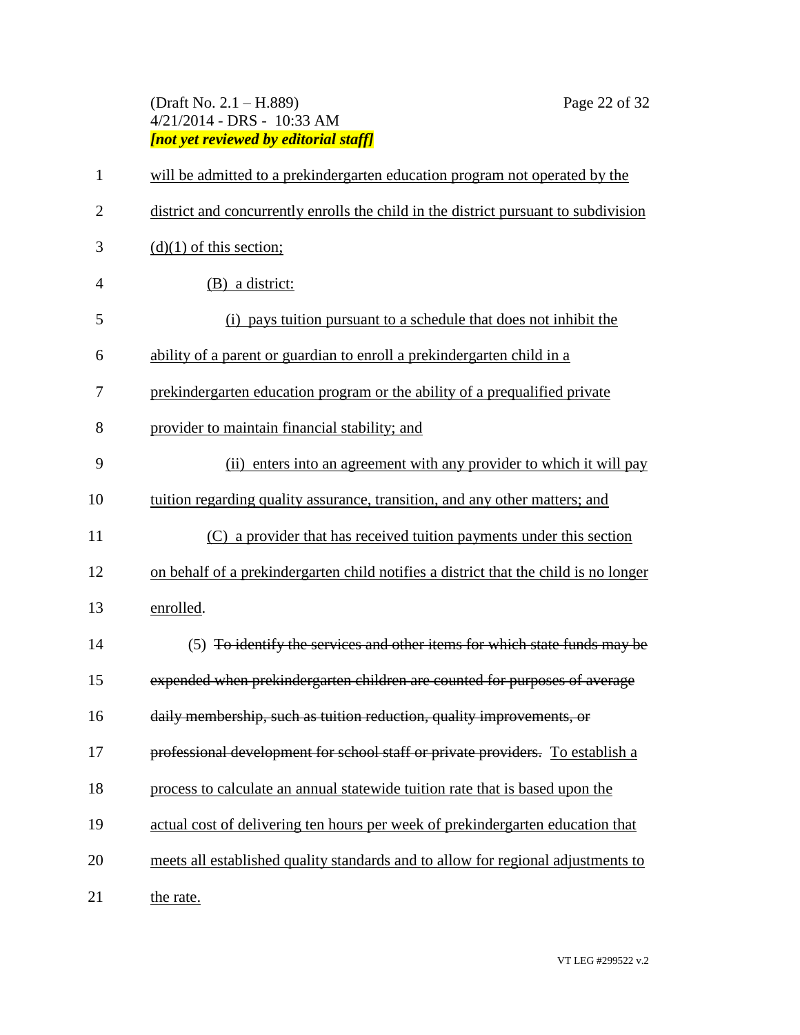will be admitted to a prekindergarten education program not operated by the district and concurrently enrolls the child in the district pursuant to subdivision (d)(1) of this section;

(B) a district:

(i) pays tuition pursuant to a schedule that does not inhibit the ability of a parent or guardian to enroll a prekindergarten child in a prekindergarten education program or the ability of a prequalified private provider to maintain financial stability; and

(ii) enters into an agreement with any provider to which it will pay tuition regarding quality assurance, transition, and any other matters; and

(C) a provider that has received tuition payments under this section on behalf of a prekindergarten child notifies a district that the child is no longer enrolled.

(5) ~~To identify the services and other items for which state funds may be expended when prekindergarten children are counted for purposes of average daily membership, such as tuition reduction, quality improvements, or professional development for school staff or private providers.~~ To establish a process to calculate an annual statewide tuition rate that is based upon the actual cost of delivering ten hours per week of prekindergarten education that meets all established quality standards and to allow for regional adjustments to the rate.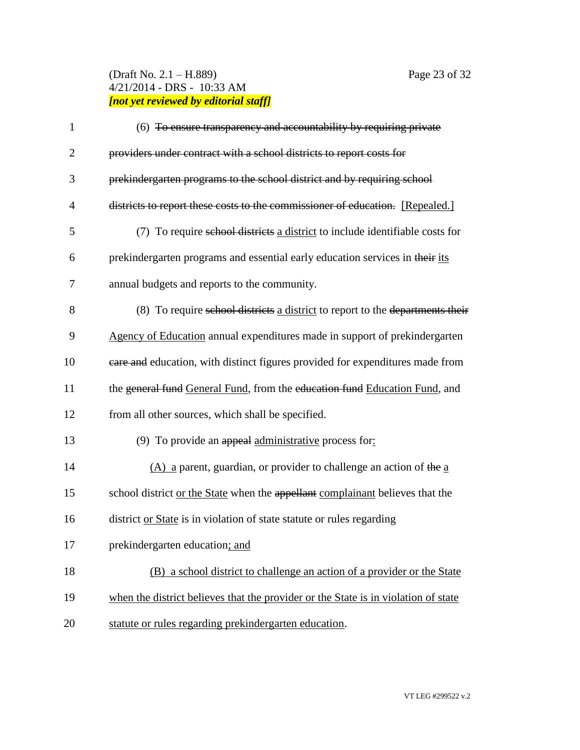(6) ~~To ensure transparency and accountability by requiring private providers under contract with a school districts to report costs for prekindergarten programs to the school district and by requiring school districts to report these costs to the commissioner of education.~~ [Repealed.]

(7) To require ~~school districts~~ a district to include identifiable costs for prekindergarten programs and essential early education services in ~~their~~ its annual budgets and reports to the community.

(8) To require ~~school districts~~ a district to report to the ~~departments their~~ Agency of Education annual expenditures made in support of prekindergarten ~~care and~~ education, with distinct figures provided for expenditures made from the ~~general fund~~ General Fund, from the ~~education fund~~ Education Fund, and from all other sources, which shall be specified.

(9) To provide an ~~appeal~~ administrative process for:

(A) a parent, guardian, or provider to challenge an action of ~~the~~ a school district or the State when the ~~appellant~~ complainant believes that the district or State is in violation of state statute or rules regarding prekindergarten education; and

(B) a school district to challenge an action of a provider or the State when the district believes that the provider or the State is in violation of state statute or rules regarding prekindergarten education.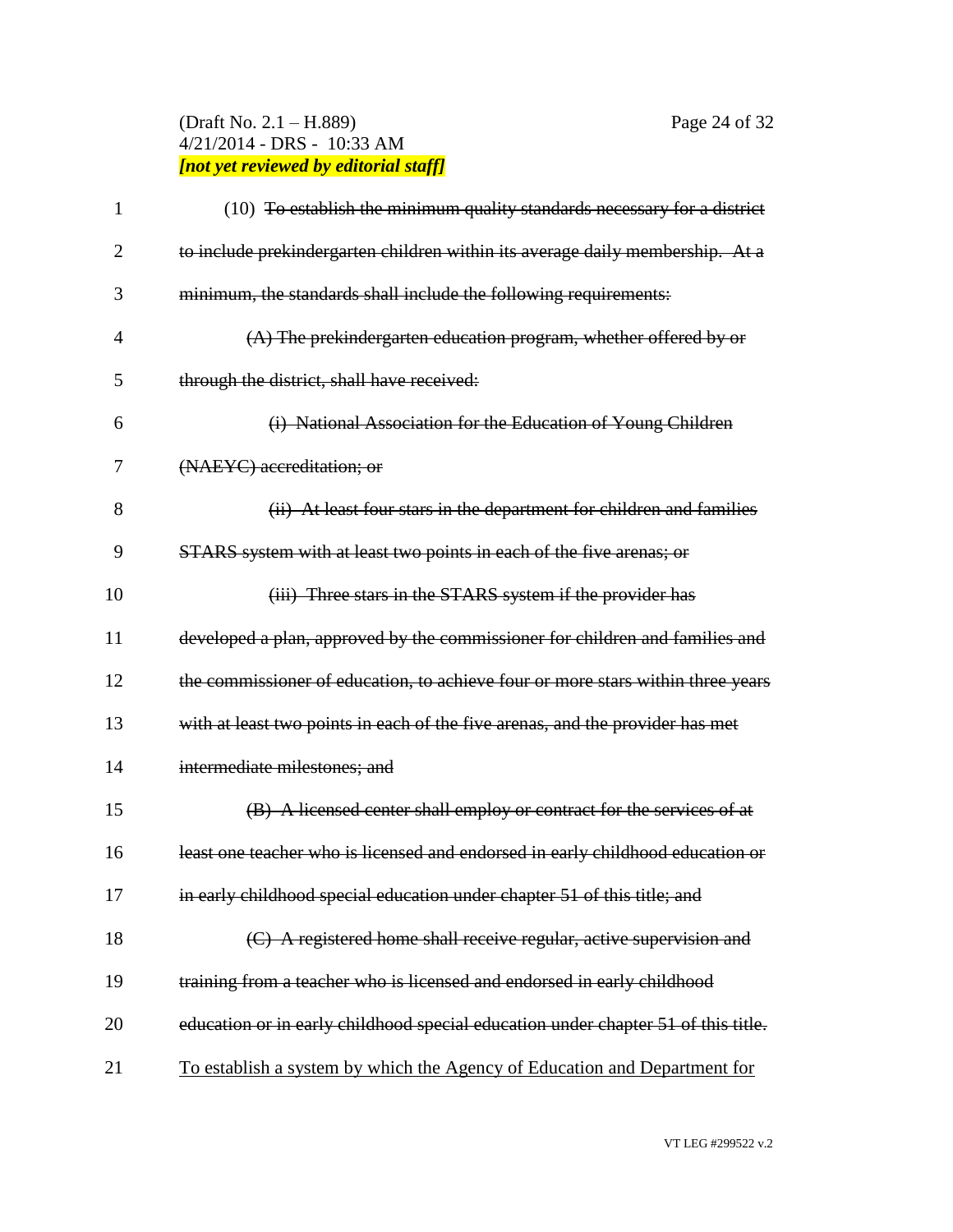(10) ~~To establish the minimum quality standards necessary for a district to include prekindergarten children within its average daily membership. At a minimum, the standards shall include the following requirements:~~

~~(A) The prekindergarten education program, whether offered by or through the district, shall have received:~~

~~(i) National Association for the Education of Young Children (NAEYC) accreditation; or~~

~~(ii) At least four stars in the department for children and families STARS system with at least two points in each of the five arenas; or~~

~~(iii) Three stars in the STARS system if the provider has developed a plan, approved by the commissioner for children and families and the commissioner of education, to achieve four or more stars within three years with at least two points in each of the five arenas, and the provider has met intermediate milestones; and~~

~~(B) A licensed center shall employ or contract for the services of at least one teacher who is licensed and endorsed in early childhood education or in early childhood special education under chapter 51 of this title; and~~

~~(C) A registered home shall receive regular, active supervision and training from a teacher who is licensed and endorsed in early childhood education or in early childhood special education under chapter 51 of this title.~~ <u>To establish a system by which the Agency of Education and Department for</u>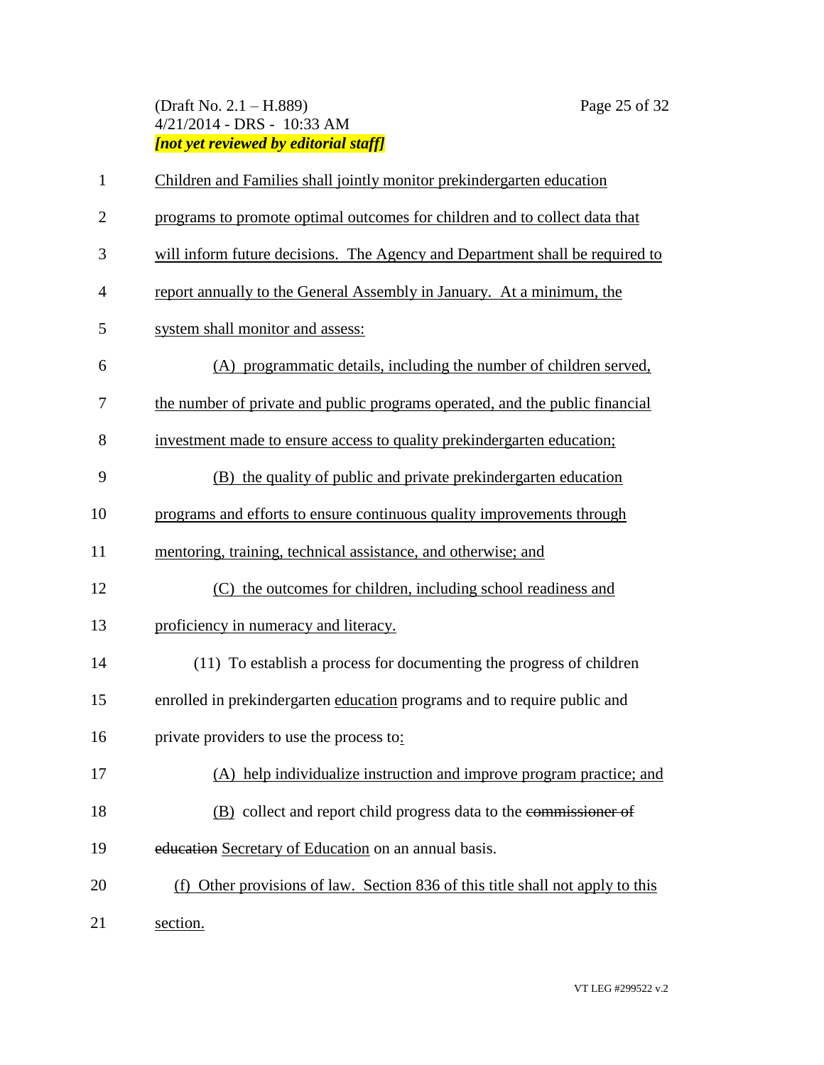Children and Families shall jointly monitor prekindergarten education programs to promote optimal outcomes for children and to collect data that will inform future decisions. The Agency and Department shall be required to report annually to the General Assembly in January. At a minimum, the system shall monitor and assess:

(A) programmatic details, including the number of children served, the number of private and public programs operated, and the public financial investment made to ensure access to quality prekindergarten education;

(B) the quality of public and private prekindergarten education programs and efforts to ensure continuous quality improvements through mentoring, training, technical assistance, and otherwise; and

(C) the outcomes for children, including school readiness and proficiency in numeracy and literacy.

(11) To establish a process for documenting the progress of children enrolled in prekindergarten education programs and to require public and private providers to use the process to:

(A) help individualize instruction and improve program practice; and

(B) collect and report child progress data to the ~~commissioner of education~~ Secretary of Education on an annual basis.

(f) Other provisions of law. Section 836 of this title shall not apply to this section.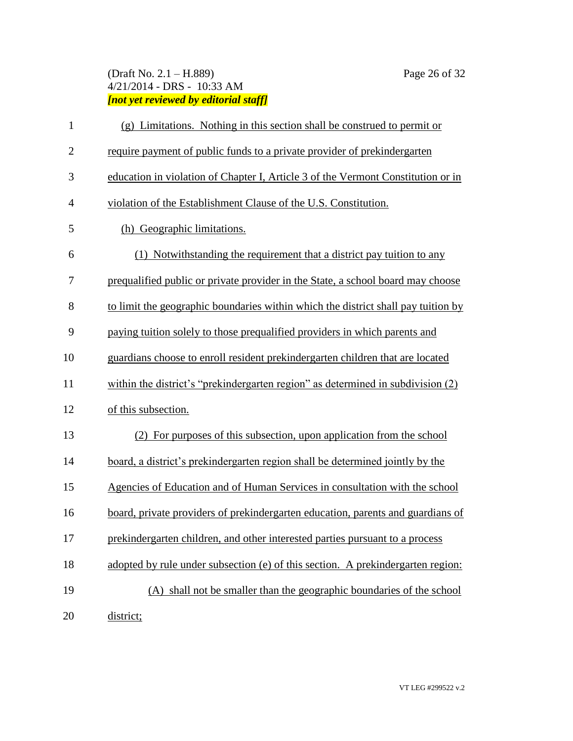(g) Limitations. Nothing in this section shall be construed to permit or require payment of public funds to a private provider of prekindergarten education in violation of Chapter I, Article 3 of the Vermont Constitution or in violation of the Establishment Clause of the U.S. Constitution.

(h) Geographic limitations.

(1) Notwithstanding the requirement that a district pay tuition to any prequalified public or private provider in the State, a school board may choose to limit the geographic boundaries within which the district shall pay tuition by paying tuition solely to those prequalified providers in which parents and guardians choose to enroll resident prekindergarten children that are located within the district's "prekindergarten region" as determined in subdivision (2) of this subsection.

(2) For purposes of this subsection, upon application from the school board, a district's prekindergarten region shall be determined jointly by the Agencies of Education and of Human Services in consultation with the school board, private providers of prekindergarten education, parents and guardians of prekindergarten children, and other interested parties pursuant to a process adopted by rule under subsection (e) of this section. A prekindergarten region:

(A) shall not be smaller than the geographic boundaries of the school district;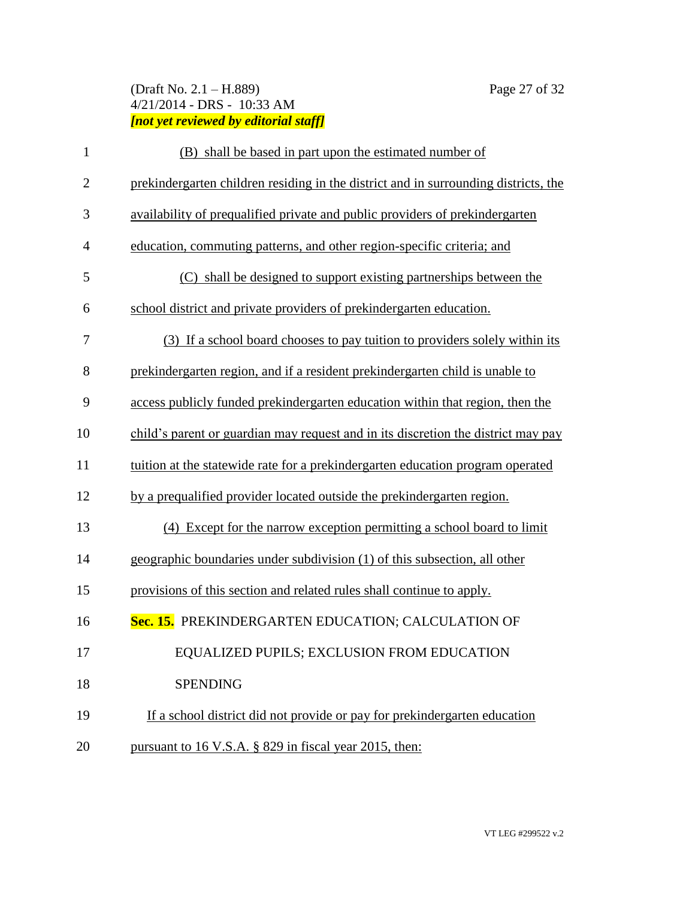(B) shall be based in part upon the estimated number of prekindergarten children residing in the district and in surrounding districts, the availability of prequalified private and public providers of prekindergarten education, commuting patterns, and other region-specific criteria; and

(C) shall be designed to support existing partnerships between the school district and private providers of prekindergarten education.

(3) If a school board chooses to pay tuition to providers solely within its prekindergarten region, and if a resident prekindergarten child is unable to access publicly funded prekindergarten education within that region, then the child's parent or guardian may request and in its discretion the district may pay tuition at the statewide rate for a prekindergarten education program operated by a prequalified provider located outside the prekindergarten region.

(4) Except for the narrow exception permitting a school board to limit geographic boundaries under subdivision (1) of this subsection, all other provisions of this section and related rules shall continue to apply.

**Sec. 15.** PREKINDERGARTEN EDUCATION; CALCULATION OF EQUALIZED PUPILS; EXCLUSION FROM EDUCATION SPENDING

If a school district did not provide or pay for prekindergarten education pursuant to 16 V.S.A. § 829 in fiscal year 2015, then: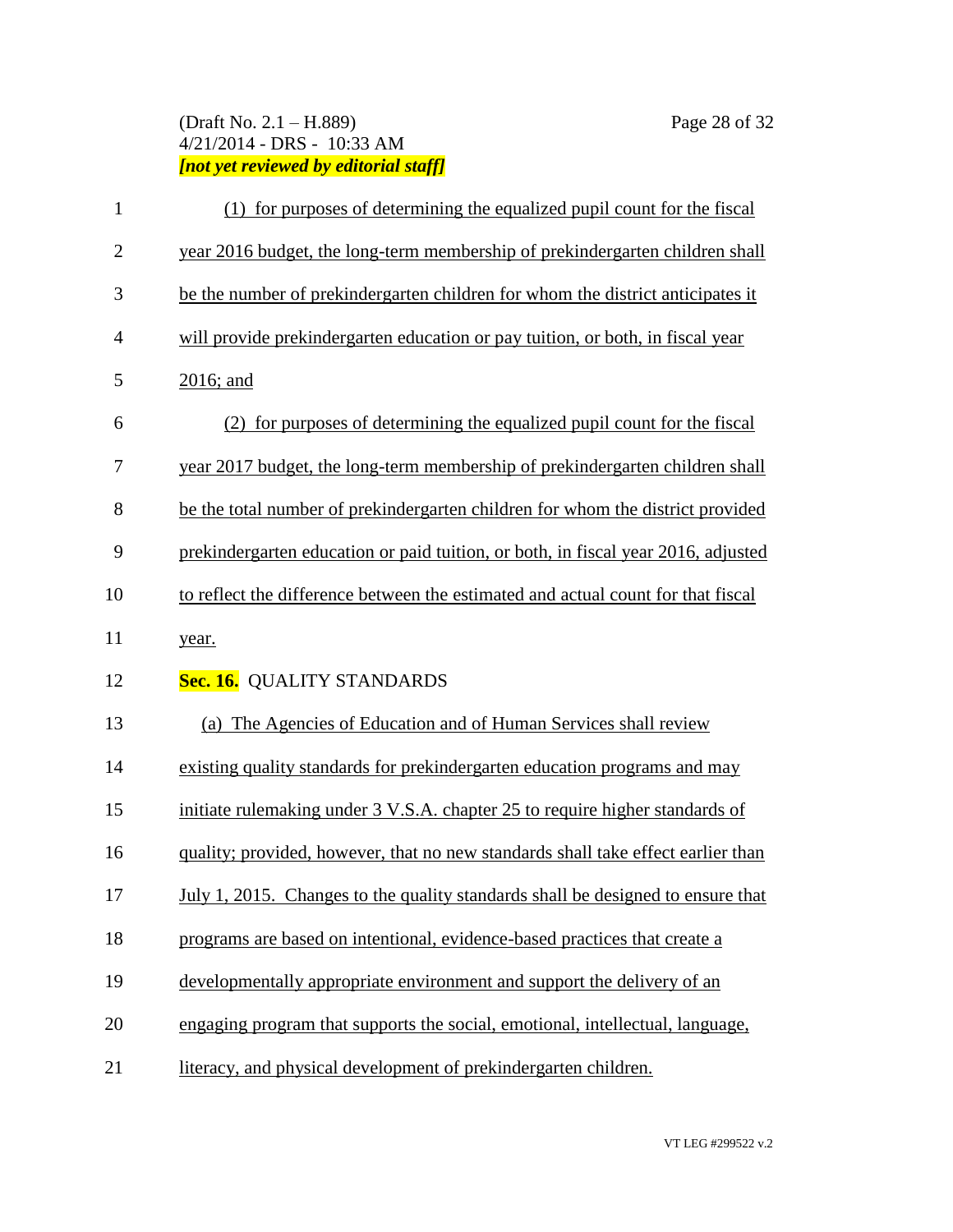(1) for purposes of determining the equalized pupil count for the fiscal year 2016 budget, the long-term membership of prekindergarten children shall be the number of prekindergarten children for whom the district anticipates it will provide prekindergarten education or pay tuition, or both, in fiscal year 2016; and

(2) for purposes of determining the equalized pupil count for the fiscal year 2017 budget, the long-term membership of prekindergarten children shall be the total number of prekindergarten children for whom the district provided prekindergarten education or paid tuition, or both, in fiscal year 2016, adjusted to reflect the difference between the estimated and actual count for that fiscal year.

**Sec. 16.** QUALITY STANDARDS

(a) The Agencies of Education and of Human Services shall review existing quality standards for prekindergarten education programs and may initiate rulemaking under 3 V.S.A. chapter 25 to require higher standards of quality; provided, however, that no new standards shall take effect earlier than July 1, 2015. Changes to the quality standards shall be designed to ensure that programs are based on intentional, evidence-based practices that create a developmentally appropriate environment and support the delivery of an engaging program that supports the social, emotional, intellectual, language, literacy, and physical development of prekindergarten children.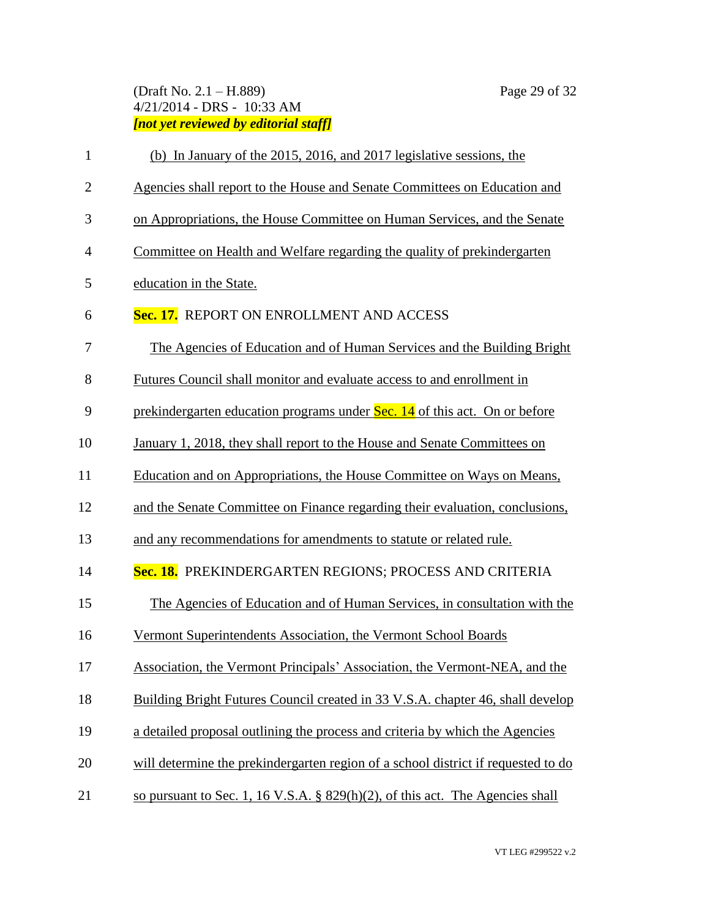(b) In January of the 2015, 2016, and 2017 legislative sessions, the Agencies shall report to the House and Senate Committees on Education and on Appropriations, the House Committee on Human Services, and the Senate Committee on Health and Welfare regarding the quality of prekindergarten education in the State.

**Sec. 17.** REPORT ON ENROLLMENT AND ACCESS

The Agencies of Education and of Human Services and the Building Bright Futures Council shall monitor and evaluate access to and enrollment in prekindergarten education programs under Sec. 14 of this act. On or before January 1, 2018, they shall report to the House and Senate Committees on Education and on Appropriations, the House Committee on Ways on Means, and the Senate Committee on Finance regarding their evaluation, conclusions, and any recommendations for amendments to statute or related rule.

**Sec. 18.** PREKINDERGARTEN REGIONS; PROCESS AND CRITERIA

The Agencies of Education and of Human Services, in consultation with the Vermont Superintendents Association, the Vermont School Boards Association, the Vermont Principals' Association, the Vermont-NEA, and the Building Bright Futures Council created in 33 V.S.A. chapter 46, shall develop a detailed proposal outlining the process and criteria by which the Agencies will determine the prekindergarten region of a school district if requested to do so pursuant to Sec. 1, 16 V.S.A. § 829(h)(2), of this act. The Agencies shall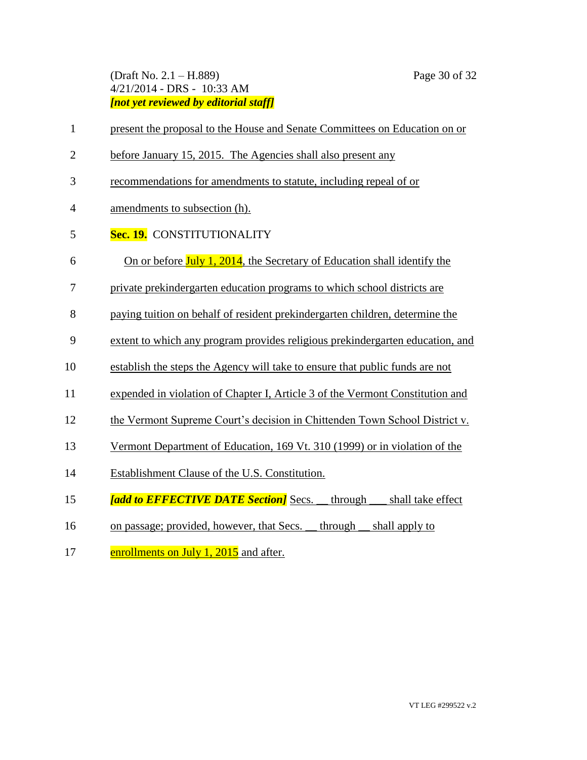present the proposal to the House and Senate Committees on Education on or before January 15, 2015. The Agencies shall also present any recommendations for amendments to statute, including repeal of or amendments to subsection (h).

**Sec. 19.** CONSTITUTIONALITY

On or before July 1, 2014, the Secretary of Education shall identify the private prekindergarten education programs to which school districts are paying tuition on behalf of resident prekindergarten children, determine the extent to which any program provides religious prekindergarten education, and establish the steps the Agency will take to ensure that public funds are not expended in violation of Chapter I, Article 3 of the Vermont Constitution and the Vermont Supreme Court's decision in Chittenden Town School District v. Vermont Department of Education, 169 Vt. 310 (1999) or in violation of the Establishment Clause of the U.S. Constitution.

***[add to EFFECTIVE DATE Section]*** Secs. __ through ___ shall take effect on passage; provided, however, that Secs. __ through __ shall apply to enrollments on July 1, 2015 and after.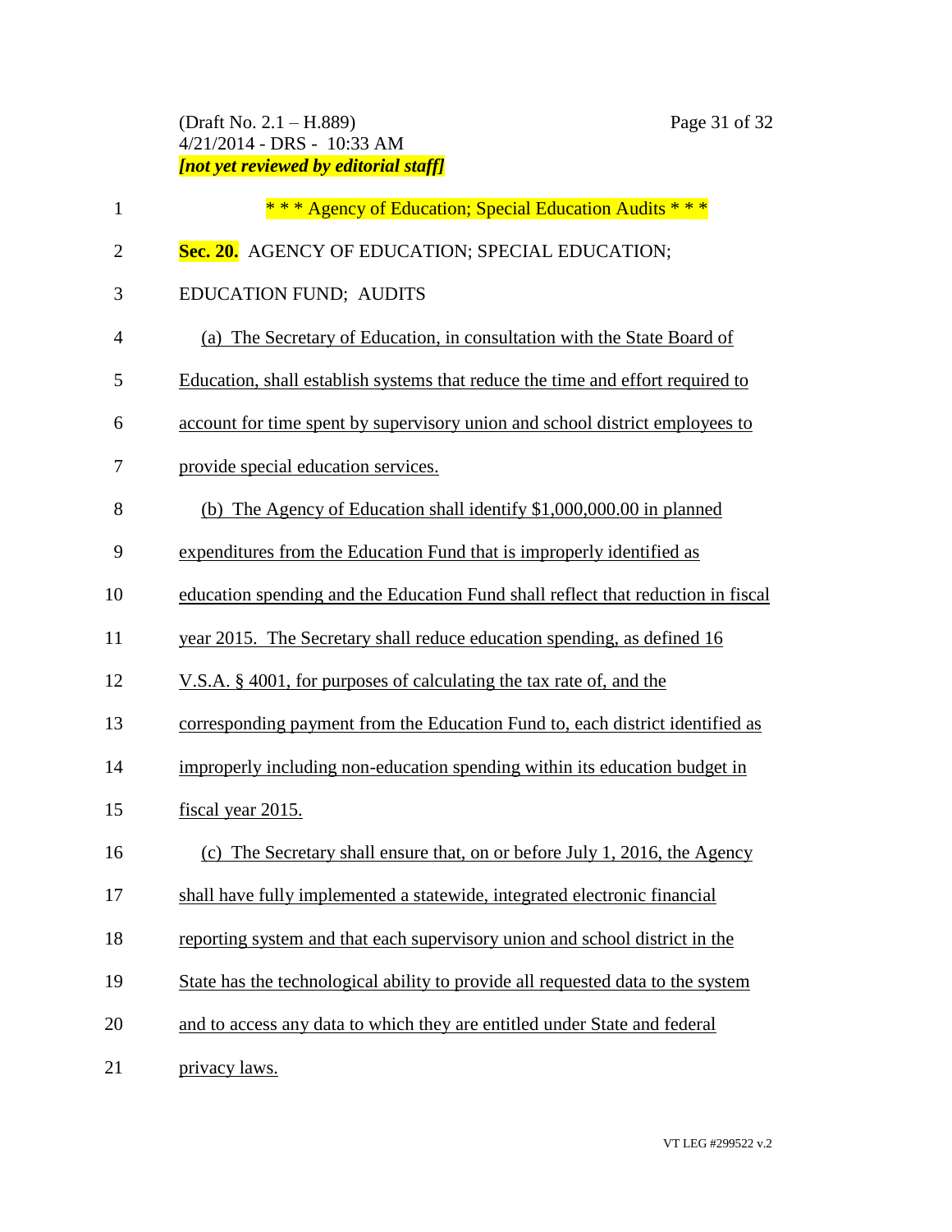\* \* \* Agency of Education; Special Education Audits \* \* \*

**Sec. 20.** AGENCY OF EDUCATION; SPECIAL EDUCATION; EDUCATION FUND; AUDITS

(a) The Secretary of Education, in consultation with the State Board of Education, shall establish systems that reduce the time and effort required to account for time spent by supervisory union and school district employees to provide special education services.

(b) The Agency of Education shall identify $1,000,000.00 in planned expenditures from the Education Fund that is improperly identified as education spending and the Education Fund shall reflect that reduction in fiscal year 2015. The Secretary shall reduce education spending, as defined 16 V.S.A. § 4001, for purposes of calculating the tax rate of, and the corresponding payment from the Education Fund to, each district identified as improperly including non-education spending within its education budget in fiscal year 2015.

(c) The Secretary shall ensure that, on or before July 1, 2016, the Agency shall have fully implemented a statewide, integrated electronic financial reporting system and that each supervisory union and school district in the State has the technological ability to provide all requested data to the system and to access any data to which they are entitled under State and federal privacy laws.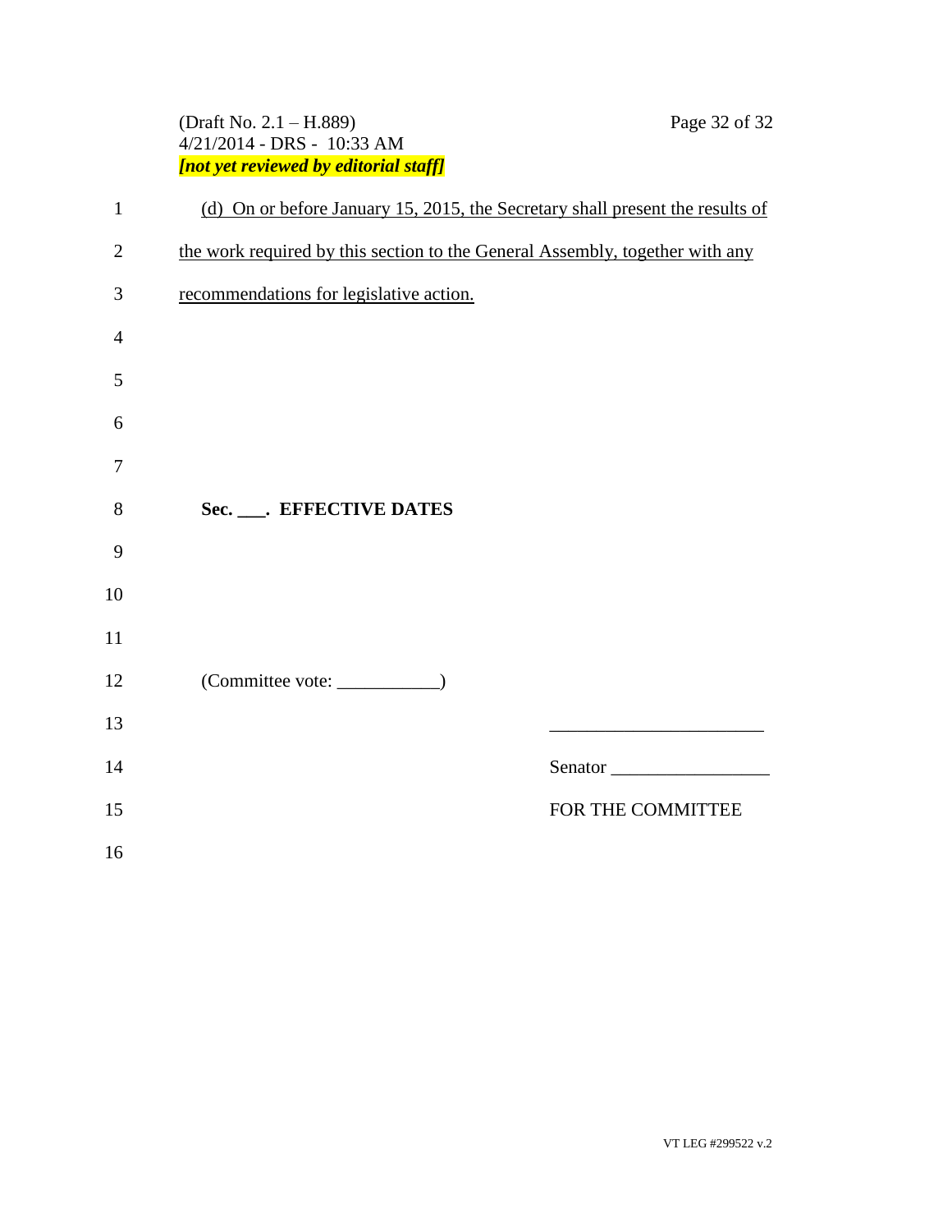(d) On or before January 15, 2015, the Secretary shall present the results of the work required by this section to the General Assembly, together with any recommendations for legislative action.

**Sec. ___. EFFECTIVE DATES**

(Committee vote: ___________)

_______________________

Senator _________________

FOR THE COMMITTEE